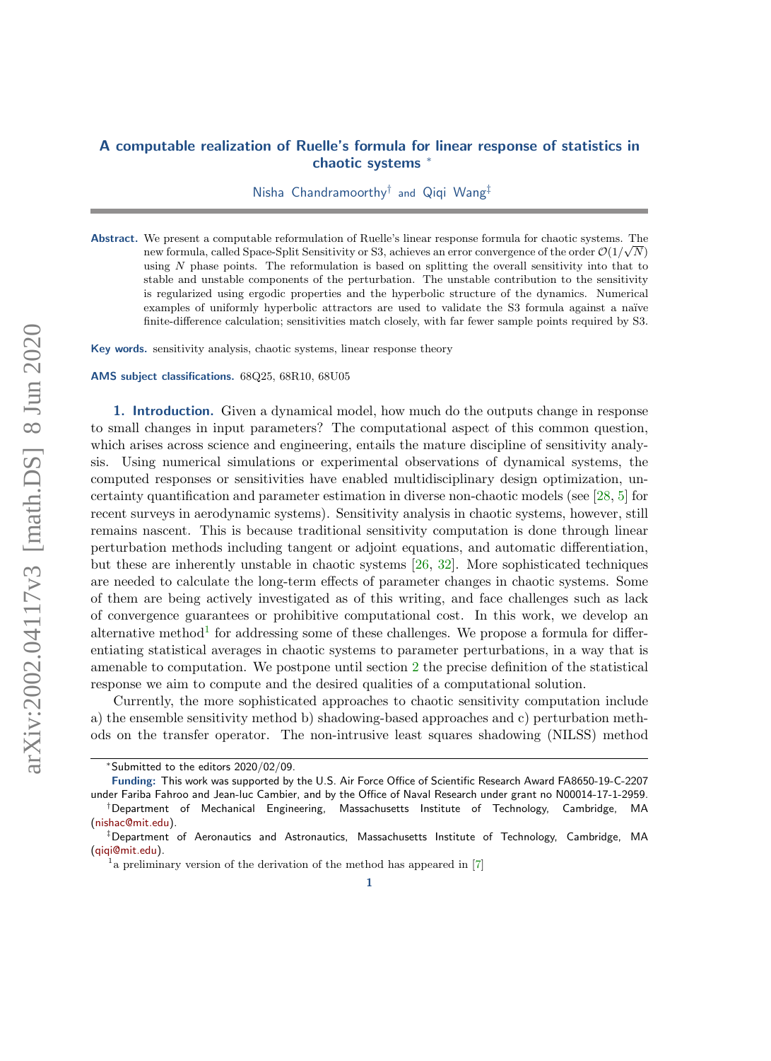# A computable realization of Ruelle's formula for linear response of statistics in chaotic systems [*]

Nisha Chandramoorthy[†] and Qiqi Wang[‡]

**Abstract.** We present a computable reformulation of Ruelle's linear response formula for chaotic systems. The new formula, called Space-Split Sensitivity or S3, achieves an error convergence of the order $\mathcal{O}(1/\sqrt{N})$ using $N$ phase points. The reformulation is based on splitting the overall sensitivity into that to stable and unstable components of the perturbation. The unstable contribution to the sensitivity is regularized using ergodic properties and the hyperbolic structure of the dynamics. Numerical examples of uniformly hyperbolic attractors are used to validate the S3 formula against a naïve finite-difference calculation; sensitivities match closely, with far fewer sample points required by S3.

**Key words.** sensitivity analysis, chaotic systems, linear response theory

**AMS subject classifications.** 68Q25, 68R10, 68U05

## 1. Introduction.

Given a dynamical model, how much do the outputs change in response to small changes in input parameters? The computational aspect of this common question, which arises across science and engineering, entails the mature discipline of sensitivity analysis. Using numerical simulations or experimental observations of dynamical systems, the computed responses or sensitivities have enabled multidisciplinary design optimization, uncertainty quantification and parameter estimation in diverse non-chaotic models (see [28, 5] for recent surveys in aerodynamic systems). Sensitivity analysis in chaotic systems, however, still remains nascent. This is because traditional sensitivity computation is done through linear perturbation methods including tangent or adjoint equations, and automatic differentiation, but these are inherently unstable in chaotic systems [26, 32]. More sophisticated techniques are needed to calculate the long-term effects of parameter changes in chaotic systems. Some of them are being actively investigated as of this writing, and face challenges such as lack of convergence guarantees or prohibitive computational cost. In this work, we develop an alternative method[1] for addressing some of these challenges. We propose a formula for differentiating statistical averages in chaotic systems to parameter perturbations, in a way that is amenable to computation. We postpone until section 2 the precise definition of the statistical response we aim to compute and the desired qualities of a computational solution.

Currently, the more sophisticated approaches to chaotic sensitivity computation include a) the ensemble sensitivity method b) shadowing-based approaches and c) perturbation methods on the transfer operator. The non-intrusive least squares shadowing (NILSS) method

---

[*] Submitted to the editors 2020/02/09.

**Funding:** This work was supported by the U.S. Air Force Office of Scientific Research Award FA8650-19-C-2207 under Fariba Fahroo and Jean-luc Cambier, and by the Office of Naval Research under grant no N00014-17-1-2959.

[†] Department of Mechanical Engineering, Massachusetts Institute of Technology, Cambridge, MA (nishac@mit.edu).

[‡] Department of Aeronautics and Astronautics, Massachusetts Institute of Technology, Cambridge, MA (qiqi@mit.edu).

[1] a preliminary version of the derivation of the method has appeared in [7]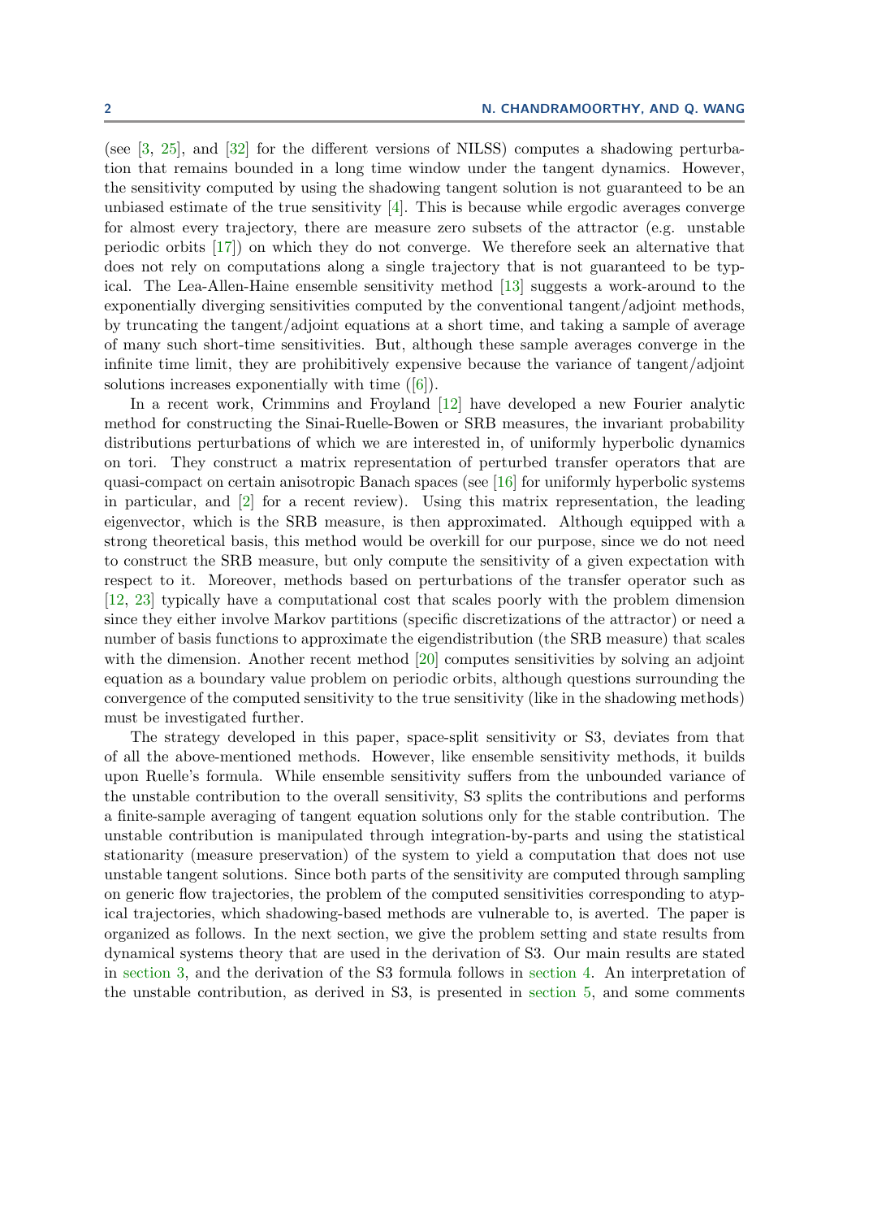(see [3, 25], and [32] for the different versions of NILSS) computes a shadowing perturbation that remains bounded in a long time window under the tangent dynamics. However, the sensitivity computed by using the shadowing tangent solution is not guaranteed to be an unbiased estimate of the true sensitivity [4]. This is because while ergodic averages converge for almost every trajectory, there are measure zero subsets of the attractor (e.g. unstable periodic orbits [17]) on which they do not converge. We therefore seek an alternative that does not rely on computations along a single trajectory that is not guaranteed to be typical. The Lea-Allen-Haine ensemble sensitivity method [13] suggests a work-around to the exponentially diverging sensitivities computed by the conventional tangent/adjoint methods, by truncating the tangent/adjoint equations at a short time, and taking a sample of average of many such short-time sensitivities. But, although these sample averages converge in the infinite time limit, they are prohibitively expensive because the variance of tangent/adjoint solutions increases exponentially with time ([6]).

In a recent work, Crimmins and Froyland [12] have developed a new Fourier analytic method for constructing the Sinai-Ruelle-Bowen or SRB measures, the invariant probability distributions perturbations of which we are interested in, of uniformly hyperbolic dynamics on tori. They construct a matrix representation of perturbed transfer operators that are quasi-compact on certain anisotropic Banach spaces (see [16] for uniformly hyperbolic systems in particular, and [2] for a recent review). Using this matrix representation, the leading eigenvector, which is the SRB measure, is then approximated. Although equipped with a strong theoretical basis, this method would be overkill for our purpose, since we do not need to construct the SRB measure, but only compute the sensitivity of a given expectation with respect to it. Moreover, methods based on perturbations of the transfer operator such as [12, 23] typically have a computational cost that scales poorly with the problem dimension since they either involve Markov partitions (specific discretizations of the attractor) or need a number of basis functions to approximate the eigendistribution (the SRB measure) that scales with the dimension. Another recent method [20] computes sensitivities by solving an adjoint equation as a boundary value problem on periodic orbits, although questions surrounding the convergence of the computed sensitivity to the true sensitivity (like in the shadowing methods) must be investigated further.

The strategy developed in this paper, space-split sensitivity or S3, deviates from that of all the above-mentioned methods. However, like ensemble sensitivity methods, it builds upon Ruelle's formula. While ensemble sensitivity suffers from the unbounded variance of the unstable contribution to the overall sensitivity, S3 splits the contributions and performs a finite-sample averaging of tangent equation solutions only for the stable contribution. The unstable contribution is manipulated through integration-by-parts and using the statistical stationarity (measure preservation) of the system to yield a computation that does not use unstable tangent solutions. Since both parts of the sensitivity are computed through sampling on generic flow trajectories, the problem of the computed sensitivities corresponding to atypical trajectories, which shadowing-based methods are vulnerable to, is averted. The paper is organized as follows. In the next section, we give the problem setting and state results from dynamical systems theory that are used in the derivation of S3. Our main results are stated in section 3, and the derivation of the S3 formula follows in section 4. An interpretation of the unstable contribution, as derived in S3, is presented in section 5, and some comments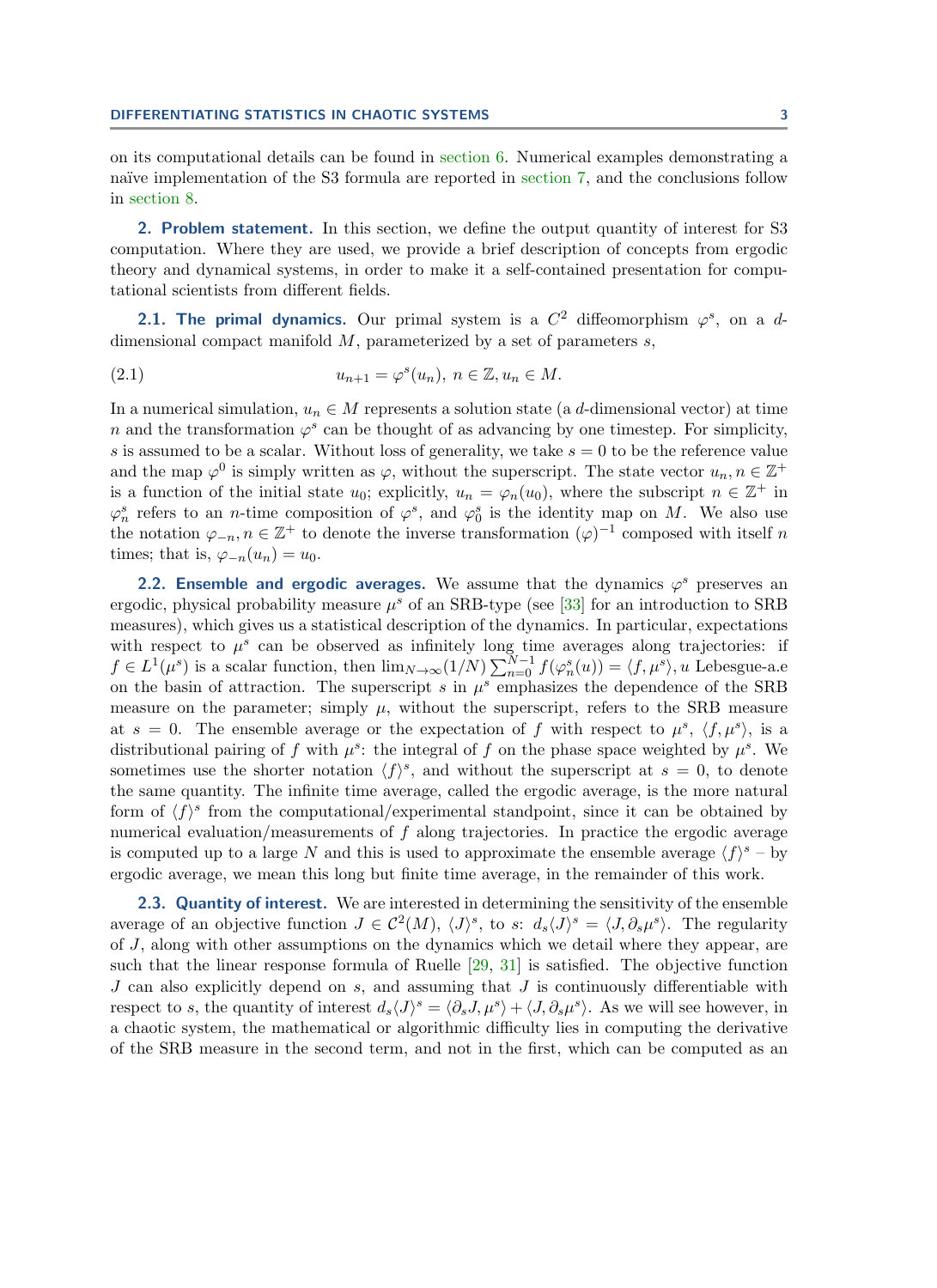on its computational details can be found in section 6. Numerical examples demonstrating a naïve implementation of the S3 formula are reported in section 7, and the conclusions follow in section 8.

## 2. Problem statement.

In this section, we define the output quantity of interest for S3 computation. Where they are used, we provide a brief description of concepts from ergodic theory and dynamical systems, in order to make it a self-contained presentation for computational scientists from different fields.

### 2.1. The primal dynamics.

Our primal system is a $C^2$ diffeomorphism $\varphi^s$, on a $d$-dimensional compact manifold $M$, parameterized by a set of parameters $s$,

$$u_{n+1} = \varphi^s(u_n),\ n \in \mathbb{Z}, u_n \in M. \tag{2.1}$$

In a numerical simulation, $u_n \in M$ represents a solution state (a $d$-dimensional vector) at time $n$ and the transformation $\varphi^s$ can be thought of as advancing by one timestep. For simplicity, $s$ is assumed to be a scalar. Without loss of generality, we take $s = 0$ to be the reference value and the map $\varphi^0$ is simply written as $\varphi$, without the superscript. The state vector $u_n, n \in \mathbb{Z}^+$ is a function of the initial state $u_0$; explicitly, $u_n = \varphi_n(u_0)$, where the subscript $n \in \mathbb{Z}^+$ in $\varphi_n^s$ refers to an $n$-time composition of $\varphi^s$, and $\varphi_0^s$ is the identity map on $M$. We also use the notation $\varphi_{-n}, n \in \mathbb{Z}^+$ to denote the inverse transformation $(\varphi)^{-1}$ composed with itself $n$ times; that is, $\varphi_{-n}(u_n) = u_0$.

### 2.2. Ensemble and ergodic averages.

We assume that the dynamics $\varphi^s$ preserves an ergodic, physical probability measure $\mu^s$ of an SRB-type (see [33] for an introduction to SRB measures), which gives us a statistical description of the dynamics. In particular, expectations with respect to $\mu^s$ can be observed as infinitely long time averages along trajectories: if $f \in L^1(\mu^s)$ is a scalar function, then $\lim_{N\to\infty}(1/N)\sum_{n=0}^{N-1} f(\varphi_n^s(u)) = \langle f, \mu^s\rangle$, $u$ Lebesgue-a.e on the basin of attraction. The superscript $s$ in $\mu^s$ emphasizes the dependence of the SRB measure on the parameter; simply $\mu$, without the superscript, refers to the SRB measure at $s = 0$. The ensemble average or the expectation of $f$ with respect to $\mu^s$, $\langle f, \mu^s\rangle$, is a distributional pairing of $f$ with $\mu^s$: the integral of $f$ on the phase space weighted by $\mu^s$. We sometimes use the shorter notation $\langle f\rangle^s$, and without the superscript at $s = 0$, to denote the same quantity. The infinite time average, called the ergodic average, is the more natural form of $\langle f\rangle^s$ from the computational/experimental standpoint, since it can be obtained by numerical evaluation/measurements of $f$ along trajectories. In practice the ergodic average is computed up to a large $N$ and this is used to approximate the ensemble average $\langle f\rangle^s$ – by ergodic average, we mean this long but finite time average, in the remainder of this work.

### 2.3. Quantity of interest.

We are interested in determining the sensitivity of the ensemble average of an objective function $J \in \mathcal{C}^2(M)$, $\langle J\rangle^s$, to $s$: $d_s\langle J\rangle^s = \langle J, \partial_s\mu^s\rangle$. The regularity of $J$, along with other assumptions on the dynamics which we detail where they appear, are such that the linear response formula of Ruelle [29, 31] is satisfied. The objective function $J$ can also explicitly depend on $s$, and assuming that $J$ is continuously differentiable with respect to $s$, the quantity of interest $d_s\langle J\rangle^s = \langle \partial_s J, \mu^s\rangle + \langle J, \partial_s\mu^s\rangle$. As we will see however, in a chaotic system, the mathematical or algorithmic difficulty lies in computing the derivative of the SRB measure in the second term, and not in the first, which can be computed as an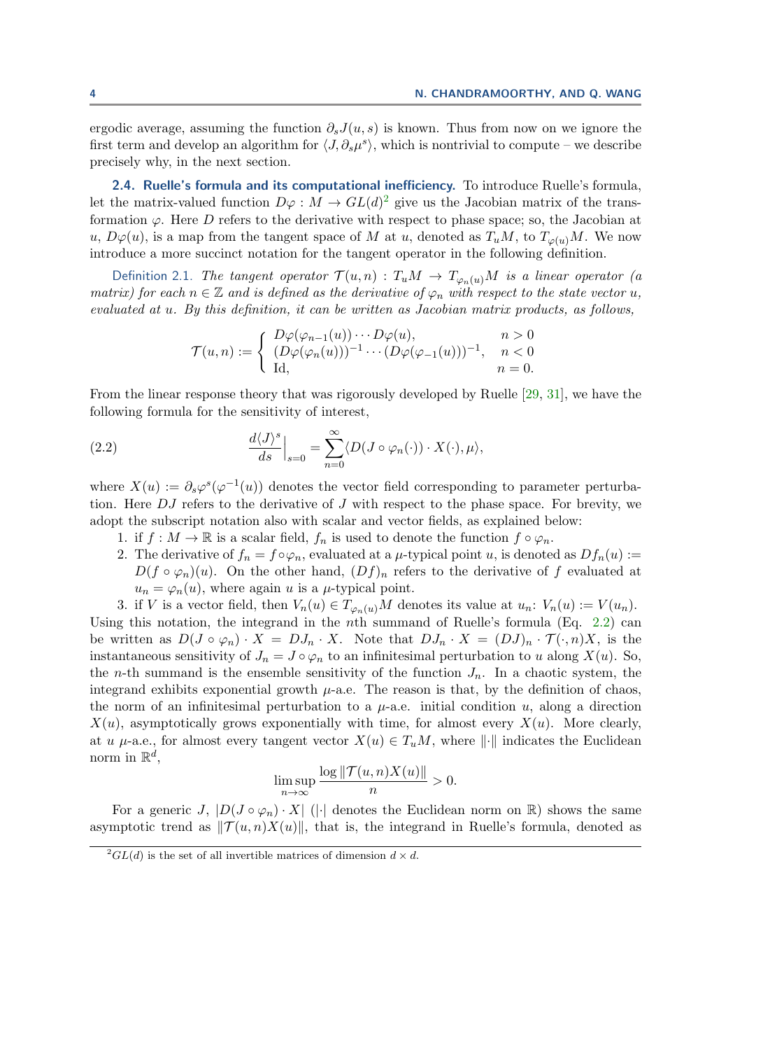ergodic average, assuming the function $\partial_s J(u,s)$ is known. Thus from now on we ignore the first term and develop an algorithm for $\langle J, \partial_s \mu^s \rangle$, which is nontrivial to compute – we describe precisely why, in the next section.

### 2.4. Ruelle's formula and its computational inefficiency.

To introduce Ruelle's formula, let the matrix-valued function $D\varphi : M \to GL(d)$[2] give us the Jacobian matrix of the transformation $\varphi$. Here $D$ refers to the derivative with respect to phase space; so, the Jacobian at $u$, $D\varphi(u)$, is a map from the tangent space of $M$ at $u$, denoted as $T_u M$, to $T_{\varphi(u)} M$. We now introduce a more succinct notation for the tangent operator in the following definition.

Definition 2.1. *The tangent operator $\mathcal{T}(u,n) : T_u M \to T_{\varphi_n(u)} M$ is a linear operator (a matrix) for each $n \in \mathbb{Z}$ and is defined as the derivative of $\varphi_n$ with respect to the state vector $u$, evaluated at $u$. By this definition, it can be written as Jacobian matrix products, as follows,*

$$\mathcal{T}(u,n) := \begin{cases} D\varphi(\varphi_{n-1}(u)) \cdots D\varphi(u), & n > 0 \\ (D\varphi(\varphi_n(u)))^{-1} \cdots (D\varphi(\varphi_{-1}(u)))^{-1}, & n < 0 \\ \mathrm{Id}, & n = 0. \end{cases}$$

From the linear response theory that was rigorously developed by Ruelle [29, 31], we have the following formula for the sensitivity of interest,

$$\frac{d\langle J \rangle^s}{ds}\Big|_{s=0} = \sum_{n=0}^{\infty} \langle D(J \circ \varphi_n(\cdot)) \cdot X(\cdot), \mu \rangle, \tag{2.2}$$

where $X(u) := \partial_s \varphi^s(\varphi^{-1}(u))$ denotes the vector field corresponding to parameter perturbation. Here $DJ$ refers to the derivative of $J$ with respect to the phase space. For brevity, we adopt the subscript notation also with scalar and vector fields, as explained below:

1. if $f : M \to \mathbb{R}$ is a scalar field, $f_n$ is used to denote the function $f \circ \varphi_n$.
2. The derivative of $f_n = f \circ \varphi_n$, evaluated at a $\mu$-typical point $u$, is denoted as $Df_n(u) := D(f \circ \varphi_n)(u)$. On the other hand, $(Df)_n$ refers to the derivative of $f$ evaluated at $u_n = \varphi_n(u)$, where again $u$ is a $\mu$-typical point.
3. if $V$ is a vector field, then $V_n(u) \in T_{\varphi_n(u)} M$ denotes its value at $u_n$: $V_n(u) := V(u_n)$.

Using this notation, the integrand in the $n$th summand of Ruelle's formula (Eq. 2.2) can be written as $D(J \circ \varphi_n) \cdot X = DJ_n \cdot X$. Note that $DJ_n \cdot X = (DJ)_n \cdot \mathcal{T}(\cdot, n) X$, is the instantaneous sensitivity of $J_n = J \circ \varphi_n$ to an infinitesimal perturbation to $u$ along $X(u)$. So, the $n$-th summand is the ensemble sensitivity of the function $J_n$. In a chaotic system, the integrand exhibits exponential growth $\mu$-a.e. The reason is that, by the definition of chaos, the norm of an infinitesimal perturbation to a $\mu$-a.e. initial condition $u$, along a direction $X(u)$, asymptotically grows exponentially with time, for almost every $X(u)$. More clearly, at $u$ $\mu$-a.e., for almost every tangent vector $X(u) \in T_u M$, where $\|\cdot\|$ indicates the Euclidean norm in $\mathbb{R}^d$,

$$\limsup_{n \to \infty} \frac{\log \|\mathcal{T}(u,n) X(u)\|}{n} > 0.$$

For a generic $J$, $|D(J \circ \varphi_n) \cdot X|$ ($|\cdot|$ denotes the Euclidean norm on $\mathbb{R}$) shows the same asymptotic trend as $\|\mathcal{T}(u,n) X(u)\|$, that is, the integrand in Ruelle's formula, denoted as

[2] $GL(d)$ is the set of all invertible matrices of dimension $d \times d$.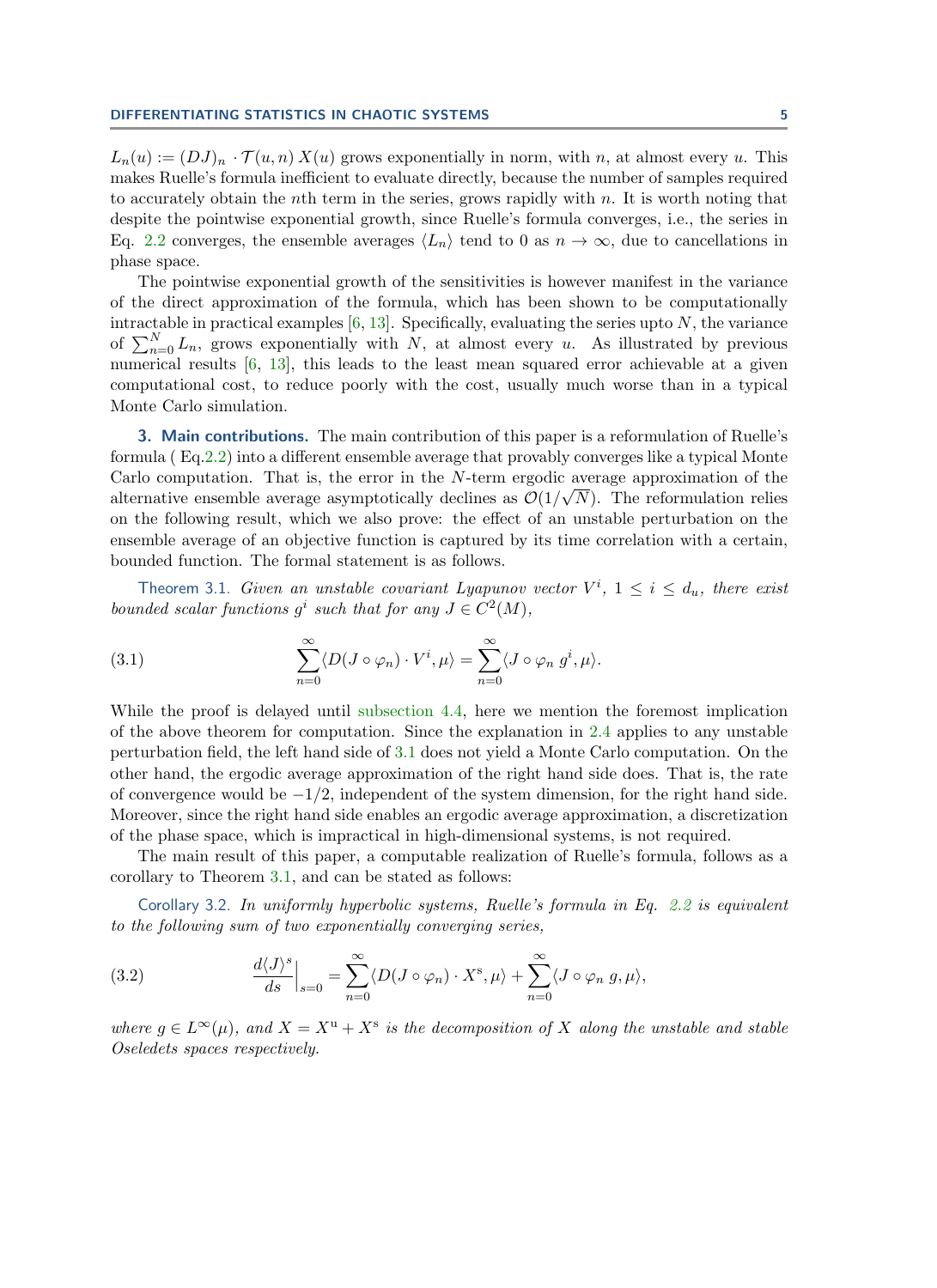$L_n(u) := (DJ)_n \cdot \mathcal{T}(u,n)\, X(u)$ grows exponentially in norm, with $n$, at almost every $u$. This makes Ruelle's formula inefficient to evaluate directly, because the number of samples required to accurately obtain the $n$th term in the series, grows rapidly with $n$. It is worth noting that despite the pointwise exponential growth, since Ruelle's formula converges, i.e., the series in Eq. 2.2 converges, the ensemble averages $\langle L_n \rangle$ tend to 0 as $n \to \infty$, due to cancellations in phase space.

The pointwise exponential growth of the sensitivities is however manifest in the variance of the direct approximation of the formula, which has been shown to be computationally intractable in practical examples [6, 13]. Specifically, evaluating the series upto $N$, the variance of $\sum_{n=0}^{N} L_n$, grows exponentially with $N$, at almost every $u$. As illustrated by previous numerical results [6, 13], this leads to the least mean squared error achievable at a given computational cost, to reduce poorly with the cost, usually much worse than in a typical Monte Carlo simulation.

## 3. Main contributions.

The main contribution of this paper is a reformulation of Ruelle's formula ( Eq.2.2) into a different ensemble average that provably converges like a typical Monte Carlo computation. That is, the error in the $N$-term ergodic average approximation of the alternative ensemble average asymptotically declines as $\mathcal{O}(1/\sqrt{N})$. The reformulation relies on the following result, which we also prove: the effect of an unstable perturbation on the ensemble average of an objective function is captured by its time correlation with a certain, bounded function. The formal statement is as follows.

**Theorem 3.1.** *Given an unstable covariant Lyapunov vector $V^i$, $1 \leq i \leq d_u$, there exist bounded scalar functions $g^i$ such that for any $J \in C^2(M)$,*

$$\sum_{n=0}^{\infty} \langle D(J \circ \varphi_n) \cdot V^i, \mu \rangle = \sum_{n=0}^{\infty} \langle J \circ \varphi_n \, g^i, \mu \rangle. \tag{3.1}$$

While the proof is delayed until subsection 4.4, here we mention the foremost implication of the above theorem for computation. Since the explanation in 2.4 applies to any unstable perturbation field, the left hand side of 3.1 does not yield a Monte Carlo computation. On the other hand, the ergodic average approximation of the right hand side does. That is, the rate of convergence would be $-1/2$, independent of the system dimension, for the right hand side. Moreover, since the right hand side enables an ergodic average approximation, a discretization of the phase space, which is impractical in high-dimensional systems, is not required.

The main result of this paper, a computable realization of Ruelle's formula, follows as a corollary to Theorem 3.1, and can be stated as follows:

**Corollary 3.2.** *In uniformly hyperbolic systems, Ruelle's formula in Eq. 2.2 is equivalent to the following sum of two exponentially converging series,*

$$\frac{d\langle J \rangle^s}{ds}\Big|_{s=0} = \sum_{n=0}^{\infty} \langle D(J \circ \varphi_n) \cdot X^{\mathrm{s}}, \mu \rangle + \sum_{n=0}^{\infty} \langle J \circ \varphi_n \, g, \mu \rangle, \tag{3.2}$$

*where $g \in L^\infty(\mu)$, and $X = X^{\mathrm{u}} + X^{\mathrm{s}}$ is the decomposition of $X$ along the unstable and stable Oseledets spaces respectively.*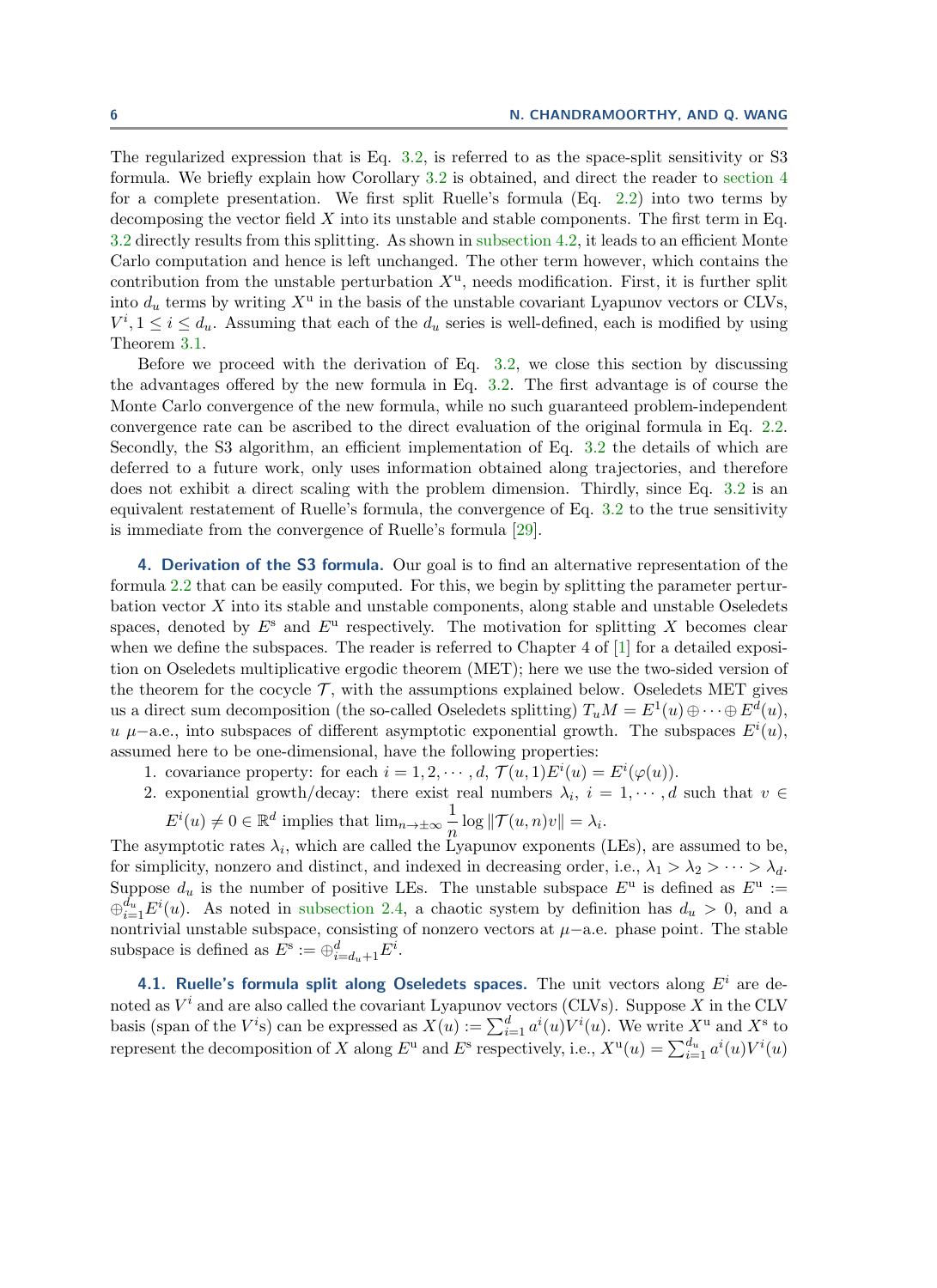The regularized expression that is Eq. 3.2, is referred to as the space-split sensitivity or S3 formula. We briefly explain how Corollary 3.2 is obtained, and direct the reader to section 4 for a complete presentation. We first split Ruelle's formula (Eq. 2.2) into two terms by decomposing the vector field $X$ into its unstable and stable components. The first term in Eq. 3.2 directly results from this splitting. As shown in subsection 4.2, it leads to an efficient Monte Carlo computation and hence is left unchanged. The other term however, which contains the contribution from the unstable perturbation $X^{\mathrm{u}}$, needs modification. First, it is further split into $d_u$ terms by writing $X^{\mathrm{u}}$ in the basis of the unstable covariant Lyapunov vectors or CLVs, $V^i, 1 \leq i \leq d_u$. Assuming that each of the $d_u$ series is well-defined, each is modified by using Theorem 3.1.

Before we proceed with the derivation of Eq. 3.2, we close this section by discussing the advantages offered by the new formula in Eq. 3.2. The first advantage is of course the Monte Carlo convergence of the new formula, while no such guaranteed problem-independent convergence rate can be ascribed to the direct evaluation of the original formula in Eq. 2.2. Secondly, the S3 algorithm, an efficient implementation of Eq. 3.2 the details of which are deferred to a future work, only uses information obtained along trajectories, and therefore does not exhibit a direct scaling with the problem dimension. Thirdly, since Eq. 3.2 is an equivalent restatement of Ruelle's formula, the convergence of Eq. 3.2 to the true sensitivity is immediate from the convergence of Ruelle's formula [29].

## 4. Derivation of the S3 formula.

Our goal is to find an alternative representation of the formula 2.2 that can be easily computed. For this, we begin by splitting the parameter perturbation vector $X$ into its stable and unstable components, along stable and unstable Oseledets spaces, denoted by $E^{\mathrm{s}}$ and $E^{\mathrm{u}}$ respectively. The motivation for splitting $X$ becomes clear when we define the subspaces. The reader is referred to Chapter 4 of [1] for a detailed exposition on Oseledets multiplicative ergodic theorem (MET); here we use the two-sided version of the theorem for the cocycle $\mathcal{T}$, with the assumptions explained below. Oseledets MET gives us a direct sum decomposition (the so-called Oseledets splitting) $T_uM = E^1(u) \oplus \cdots \oplus E^d(u)$, $u$ $\mu-$a.e., into subspaces of different asymptotic exponential growth. The subspaces $E^i(u)$, assumed here to be one-dimensional, have the following properties:

1. covariance property: for each $i = 1, 2, \cdots, d$, $\mathcal{T}(u, 1)E^i(u) = E^i(\varphi(u))$.
2. exponential growth/decay: there exist real numbers $\lambda_i$, $i = 1, \cdots, d$ such that $v \in E^i(u) \neq 0 \in \mathbb{R}^d$ implies that $\lim_{n\to\pm\infty} \dfrac{1}{n} \log \|\mathcal{T}(u, n)v\| = \lambda_i$.

The asymptotic rates $\lambda_i$, which are called the Lyapunov exponents (LEs), are assumed to be, for simplicity, nonzero and distinct, and indexed in decreasing order, i.e., $\lambda_1 > \lambda_2 > \cdots > \lambda_d$. Suppose $d_u$ is the number of positive LEs. The unstable subspace $E^{\mathrm{u}}$ is defined as $E^{\mathrm{u}} := \oplus_{i=1}^{d_u} E^i(u)$. As noted in subsection 2.4, a chaotic system by definition has $d_u > 0$, and a nontrivial unstable subspace, consisting of nonzero vectors at $\mu-$a.e. phase point. The stable subspace is defined as $E^{\mathrm{s}} := \oplus_{i=d_u+1}^{d} E^i$.

### 4.1. Ruelle's formula split along Oseledets spaces.

The unit vectors along $E^i$ are denoted as $V^i$ and are also called the covariant Lyapunov vectors (CLVs). Suppose $X$ in the CLV basis (span of the $V^i$s) can be expressed as $X(u) := \sum_{i=1}^{d} a^i(u)V^i(u)$. We write $X^{\mathrm{u}}$ and $X^{\mathrm{s}}$ to represent the decomposition of $X$ along $E^{\mathrm{u}}$ and $E^{\mathrm{s}}$ respectively, i.e., $X^{\mathrm{u}}(u) = \sum_{i=1}^{d_u} a^i(u)V^i(u)$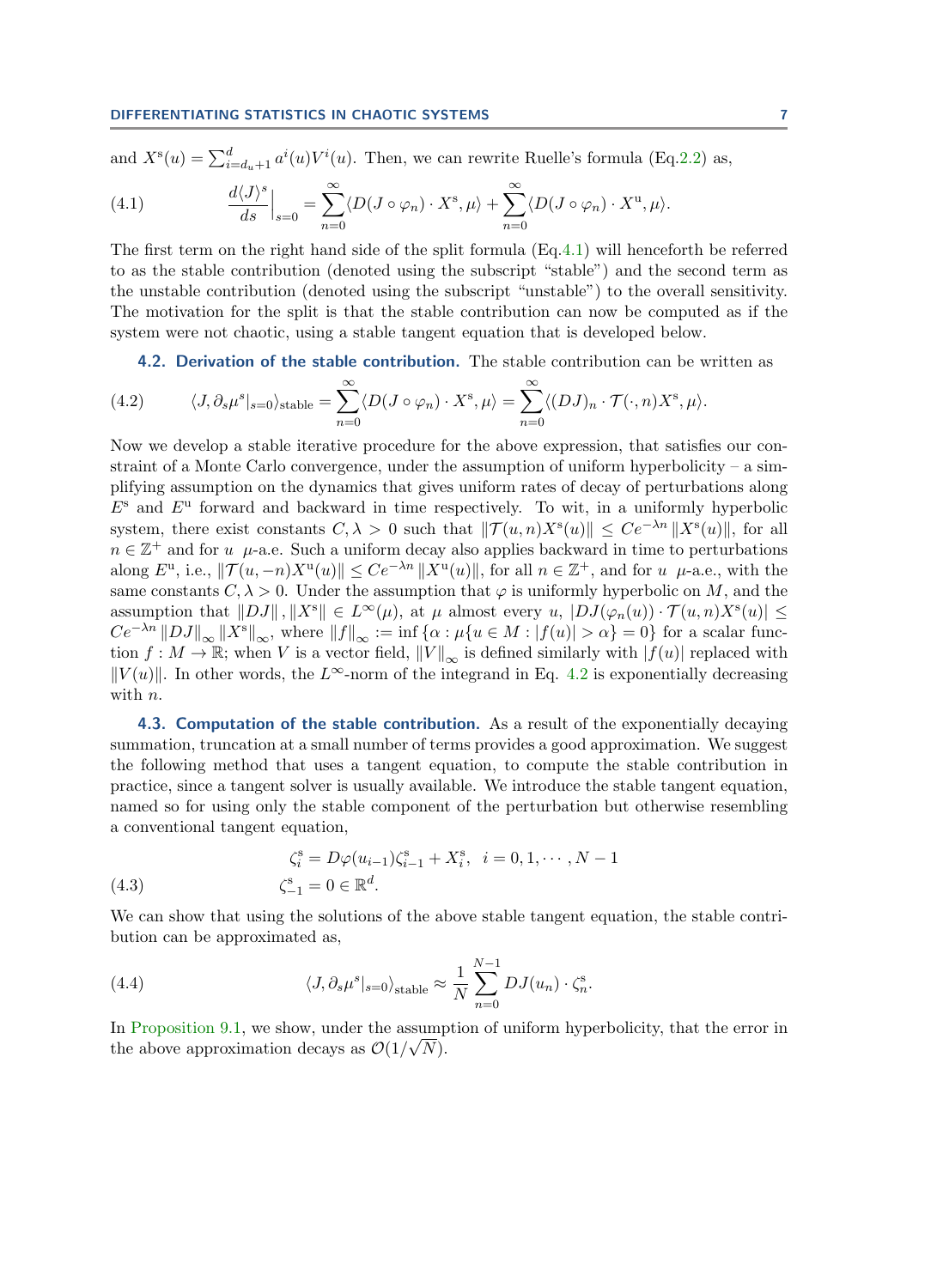and $X^{\rm s}(u) = \sum_{i=d_u+1}^{d} a^i(u) V^i(u)$. Then, we can rewrite Ruelle's formula (Eq.2.2) as,

$$\frac{d\langle J\rangle^s}{ds}\Big|_{s=0} = \sum_{n=0}^{\infty} \langle D(J\circ\varphi_n)\cdot X^{\rm s}, \mu\rangle + \sum_{n=0}^{\infty} \langle D(J\circ\varphi_n)\cdot X^{\rm u}, \mu\rangle. \tag{4.1}$$

The first term on the right hand side of the split formula (Eq.4.1) will henceforth be referred to as the stable contribution (denoted using the subscript "stable") and the second term as the unstable contribution (denoted using the subscript "unstable") to the overall sensitivity. The motivation for the split is that the stable contribution can now be computed as if the system were not chaotic, using a stable tangent equation that is developed below.

### 4.2. Derivation of the stable contribution.

The stable contribution can be written as

$$\langle J, \partial_s \mu^s|_{s=0}\rangle_{\rm stable} = \sum_{n=0}^{\infty} \langle D(J\circ\varphi_n)\cdot X^{\rm s}, \mu\rangle = \sum_{n=0}^{\infty} \langle (DJ)_n \cdot \mathcal{T}(\cdot, n) X^{\rm s}, \mu\rangle. \tag{4.2}$$

Now we develop a stable iterative procedure for the above expression, that satisfies our constraint of a Monte Carlo convergence, under the assumption of uniform hyperbolicity – a simplifying assumption on the dynamics that gives uniform rates of decay of perturbations along $E^{\rm s}$ and $E^{\rm u}$ forward and backward in time respectively. To wit, in a uniformly hyperbolic system, there exist constants $C, \lambda > 0$ such that $\|\mathcal{T}(u,n) X^{\rm s}(u)\| \le C e^{-\lambda n} \|X^{\rm s}(u)\|$, for all $n \in \mathbb{Z}^+$ and for $u$ $\mu$-a.e. Such a uniform decay also applies backward in time to perturbations along $E^{\rm u}$, i.e., $\|\mathcal{T}(u,-n) X^{\rm u}(u)\| \le C e^{-\lambda n} \|X^{\rm u}(u)\|$, for all $n \in \mathbb{Z}^+$, and for $u$ $\mu$-a.e., with the same constants $C, \lambda > 0$. Under the assumption that $\varphi$ is uniformly hyperbolic on $M$, and the assumption that $\|DJ\|, \|X^{\rm s}\| \in L^\infty(\mu)$, at $\mu$ almost every $u$, $|DJ(\varphi_n(u)) \cdot \mathcal{T}(u,n) X^{\rm s}(u)| \le C e^{-\lambda n} \|DJ\|_\infty \|X^{\rm s}\|_\infty$, where $\|f\|_\infty := \inf\{\alpha : \mu\{u \in M : |f(u)| > \alpha\} = 0\}$ for a scalar function $f : M \to \mathbb{R}$; when $V$ is a vector field, $\|V\|_\infty$ is defined similarly with $|f(u)|$ replaced with $\|V(u)\|$. In other words, the $L^\infty$-norm of the integrand in Eq. 4.2 is exponentially decreasing with $n$.

### 4.3. Computation of the stable contribution.

As a result of the exponentially decaying summation, truncation at a small number of terms provides a good approximation. We suggest the following method that uses a tangent equation, to compute the stable contribution in practice, since a tangent solver is usually available. We introduce the stable tangent equation, named so for using only the stable component of the perturbation but otherwise resembling a conventional tangent equation,

$$\begin{aligned} \zeta^{\rm s}_i &= D\varphi(u_{i-1})\zeta^{\rm s}_{i-1} + X^{\rm s}_i, \quad i = 0, 1, \cdots, N-1 \\ \zeta^{\rm s}_{-1} &= 0 \in \mathbb{R}^d. \end{aligned} \tag{4.3}$$

We can show that using the solutions of the above stable tangent equation, the stable contribution can be approximated as,

$$\langle J, \partial_s \mu^s|_{s=0}\rangle_{\rm stable} \approx \frac{1}{N}\sum_{n=0}^{N-1} DJ(u_n)\cdot \zeta^{\rm s}_n. \tag{4.4}$$

In Proposition 9.1, we show, under the assumption of uniform hyperbolicity, that the error in the above approximation decays as $\mathcal{O}(1/\sqrt{N})$.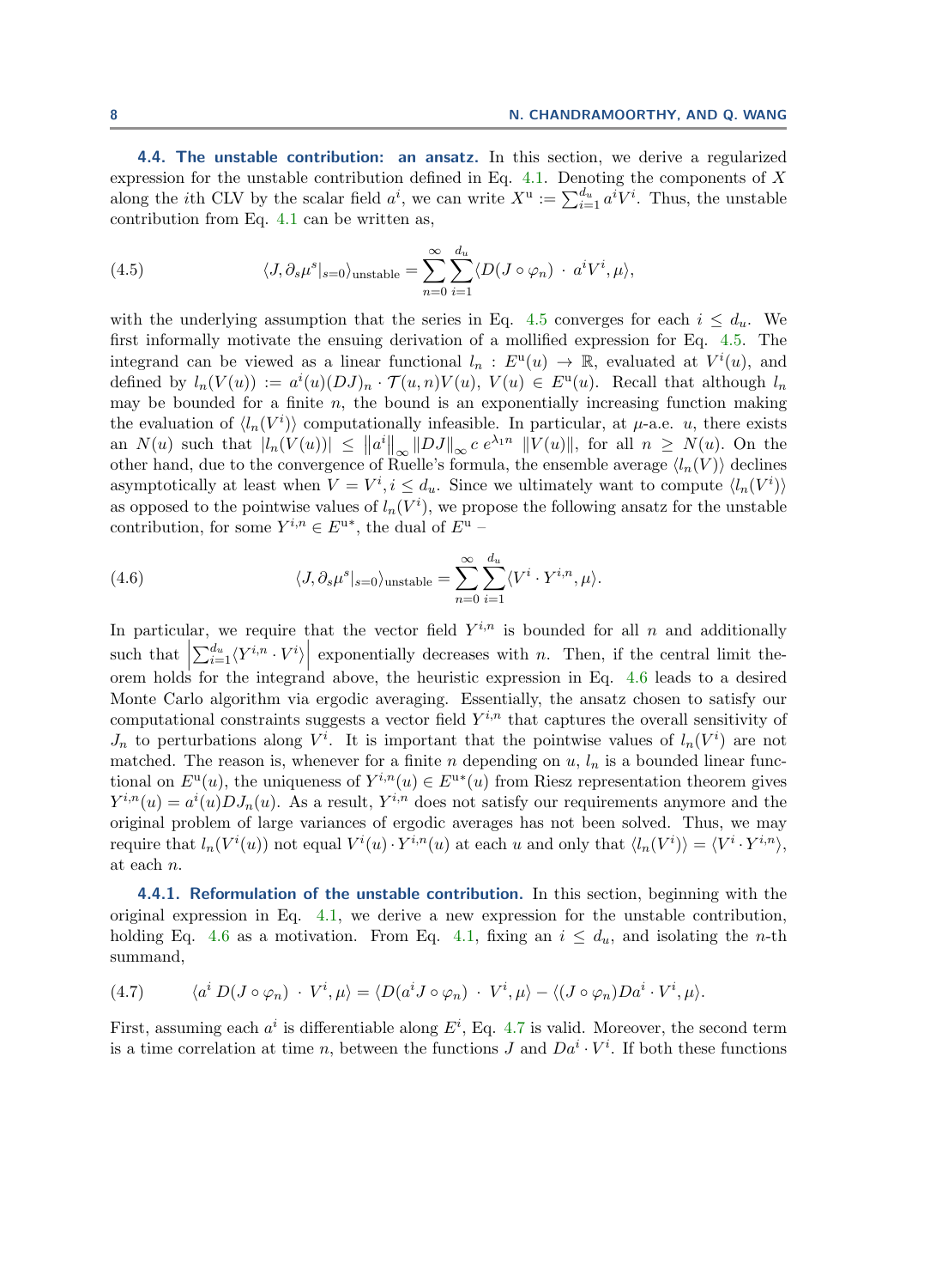### 4.4. The unstable contribution: an ansatz.

In this section, we derive a regularized expression for the unstable contribution defined in Eq. 4.1. Denoting the components of $X$ along the $i$th CLV by the scalar field $a^i$, we can write $X^{\mathrm{u}} := \sum_{i=1}^{d_u} a^i V^i$. Thus, the unstable contribution from Eq. 4.1 can be written as,

$$
\langle J, \partial_s \mu^s|_{s=0} \rangle_{\text{unstable}} = \sum_{n=0}^{\infty} \sum_{i=1}^{d_u} \langle D(J \circ \varphi_n) \cdot a^i V^i, \mu \rangle, \tag{4.5}
$$

with the underlying assumption that the series in Eq. 4.5 converges for each $i \leq d_u$. We first informally motivate the ensuing derivation of a mollified expression for Eq. 4.5. The integrand can be viewed as a linear functional $l_n : E^{\mathrm{u}}(u) \to \mathbb{R}$, evaluated at $V^i(u)$, and defined by $l_n(V(u)) := a^i(u)(DJ)_n \cdot \mathcal{T}(u,n)V(u)$, $V(u) \in E^{\mathrm{u}}(u)$. Recall that although $l_n$ may be bounded for a finite $n$, the bound is an exponentially increasing function making the evaluation of $\langle l_n(V^i) \rangle$ computationally infeasible. In particular, at $\mu$-a.e. $u$, there exists an $N(u)$ such that $|l_n(V(u))| \leq \|a^i\|_\infty \|DJ\|_\infty c\, e^{\lambda_1 n} \, \|V(u)\|$, for all $n \geq N(u)$. On the other hand, due to the convergence of Ruelle's formula, the ensemble average $\langle l_n(V) \rangle$ declines asymptotically at least when $V = V^i, i \leq d_u$. Since we ultimately want to compute $\langle l_n(V^i) \rangle$ as opposed to the pointwise values of $l_n(V^i)$, we propose the following ansatz for the unstable contribution, for some $Y^{i,n} \in E^{\mathrm{u}*}$, the dual of $E^{\mathrm{u}}$ –

$$
\langle J, \partial_s \mu^s|_{s=0} \rangle_{\text{unstable}} = \sum_{n=0}^{\infty} \sum_{i=1}^{d_u} \langle V^i \cdot Y^{i,n}, \mu \rangle. \tag{4.6}
$$

In particular, we require that the vector field $Y^{i,n}$ is bounded for all $n$ and additionally such that $\left|\sum_{i=1}^{d_u} \langle Y^{i,n} \cdot V^i \rangle\right|$ exponentially decreases with $n$. Then, if the central limit theorem holds for the integrand above, the heuristic expression in Eq. 4.6 leads to a desired Monte Carlo algorithm via ergodic averaging. Essentially, the ansatz chosen to satisfy our computational constraints suggests a vector field $Y^{i,n}$ that captures the overall sensitivity of $J_n$ to perturbations along $V^i$. It is important that the pointwise values of $l_n(V^i)$ are not matched. The reason is, whenever for a finite $n$ depending on $u$, $l_n$ is a bounded linear functional on $E^{\mathrm{u}}(u)$, the uniqueness of $Y^{i,n}(u) \in E^{\mathrm{u}*}(u)$ from Riesz representation theorem gives $Y^{i,n}(u) = a^i(u) DJ_n(u)$. As a result, $Y^{i,n}$ does not satisfy our requirements anymore and the original problem of large variances of ergodic averages has not been solved. Thus, we may require that $l_n(V^i(u))$ not equal $V^i(u) \cdot Y^{i,n}(u)$ at each $u$ and only that $\langle l_n(V^i) \rangle = \langle V^i \cdot Y^{i,n} \rangle$, at each $n$.

#### 4.4.1. Reformulation of the unstable contribution.

In this section, beginning with the original expression in Eq. 4.1, we derive a new expression for the unstable contribution, holding Eq. 4.6 as a motivation. From Eq. 4.1, fixing an $i \leq d_u$, and isolating the $n$-th summand,

$$
\langle a^i \, D(J \circ \varphi_n) \cdot V^i, \mu \rangle = \langle D(a^i J \circ \varphi_n) \cdot V^i, \mu \rangle - \langle (J \circ \varphi_n) Da^i \cdot V^i, \mu \rangle. \tag{4.7}
$$

First, assuming each $a^i$ is differentiable along $E^i$, Eq. 4.7 is valid. Moreover, the second term is a time correlation at time $n$, between the functions $J$ and $Da^i \cdot V^i$. If both these functions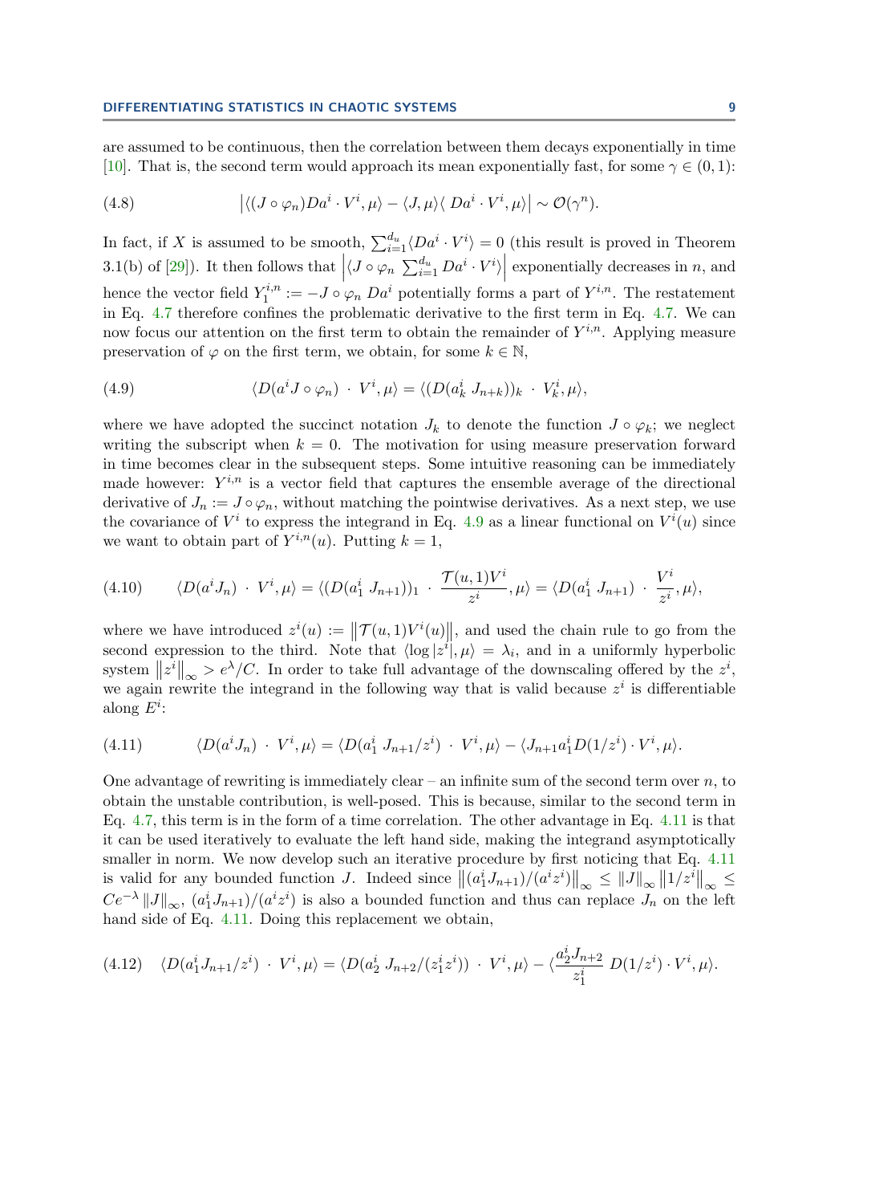are assumed to be continuous, then the correlation between them decays exponentially in time [10]. That is, the second term would approach its mean exponentially fast, for some $\gamma \in (0, 1)$:

$$\left|\langle (J \circ \varphi_n) Da^i \cdot V^i, \mu\rangle - \langle J, \mu\rangle \langle\, Da^i \cdot V^i, \mu\rangle\right| \sim \mathcal{O}(\gamma^n). \tag{4.8}$$

In fact, if $X$ is assumed to be smooth, $\sum_{i=1}^{d_u} \langle Da^i \cdot V^i\rangle = 0$ (this result is proved in Theorem 3.1(b) of [29]). It then follows that $\left|\langle J \circ \varphi_n \, \sum_{i=1}^{d_u} Da^i \cdot V^i \rangle\right|$ exponentially decreases in $n$, and hence the vector field $Y_1^{i,n} := -J \circ \varphi_n \, Da^i$ potentially forms a part of $Y^{i,n}$. The restatement in Eq. 4.7 therefore confines the problematic derivative to the first term in Eq. 4.7. We can now focus our attention on the first term to obtain the remainder of $Y^{i,n}$. Applying measure preservation of $\varphi$ on the first term, we obtain, for some $k \in \mathbb{N}$,

$$\langle D(a^i J \circ \varphi_n) \, \cdot \, V^i, \mu\rangle = \langle (D(a_k^i \, J_{n+k}))_k \, \cdot \, V_k^i, \mu\rangle, \tag{4.9}$$

where we have adopted the succinct notation $J_k$ to denote the function $J \circ \varphi_k$; we neglect writing the subscript when $k = 0$. The motivation for using measure preservation forward in time becomes clear in the subsequent steps. Some intuitive reasoning can be immediately made however: $Y^{i,n}$ is a vector field that captures the ensemble average of the directional derivative of $J_n := J \circ \varphi_n$, without matching the pointwise derivatives. As a next step, we use the covariance of $V^i$ to express the integrand in Eq. 4.9 as a linear functional on $V^i(u)$ since we want to obtain part of $Y^{i,n}(u)$. Putting $k = 1$,

$$\langle D(a^i J_n) \, \cdot \, V^i, \mu\rangle = \langle (D(a_1^i \, J_{n+1}))_1 \, \cdot \, \frac{\mathcal{T}(u,1) V^i}{z^i}, \mu\rangle = \langle D(a_1^i \, J_{n+1}) \, \cdot \, \frac{V^i}{z^i}, \mu\rangle, \tag{4.10}$$

where we have introduced $z^i(u) := \left\|\mathcal{T}(u,1) V^i(u)\right\|$, and used the chain rule to go from the second expression to the third. Note that $\langle \log |z^i|, \mu\rangle = \lambda_i$, and in a uniformly hyperbolic system $\left\|z^i\right\|_\infty > e^\lambda / C$. In order to take full advantage of the downscaling offered by the $z^i$, we again rewrite the integrand in the following way that is valid because $z^i$ is differentiable along $E^i$:

$$\langle D(a^i J_n) \, \cdot \, V^i, \mu\rangle = \langle D(a_1^i \, J_{n+1}/z^i) \, \cdot \, V^i, \mu\rangle - \langle J_{n+1} a_1^i D(1/z^i) \cdot V^i, \mu\rangle. \tag{4.11}$$

One advantage of rewriting is immediately clear – an infinite sum of the second term over $n$, to obtain the unstable contribution, is well-posed. This is because, similar to the second term in Eq. 4.7, this term is in the form of a time correlation. The other advantage in Eq. 4.11 is that it can be used iteratively to evaluate the left hand side, making the integrand asymptotically smaller in norm. We now develop such an iterative procedure by first noticing that Eq. 4.11 is valid for any bounded function $J$. Indeed since $\left\|(a_1^i J_{n+1})/(a^i z^i)\right\|_\infty \le \|J\|_\infty \left\|1/z^i\right\|_\infty \le C e^{-\lambda} \|J\|_\infty$, $(a_1^i J_{n+1})/(a^i z^i)$ is also a bounded function and thus can replace $J_n$ on the left hand side of Eq. 4.11. Doing this replacement we obtain,

$$\langle D(a_1^i J_{n+1}/z^i) \, \cdot \, V^i, \mu\rangle = \langle D(a_2^i \, J_{n+2}/(z_1^i z^i)) \, \cdot \, V^i, \mu\rangle - \langle \frac{a_2^i J_{n+2}}{z_1^i} \, D(1/z^i) \cdot V^i, \mu\rangle. \tag{4.12}$$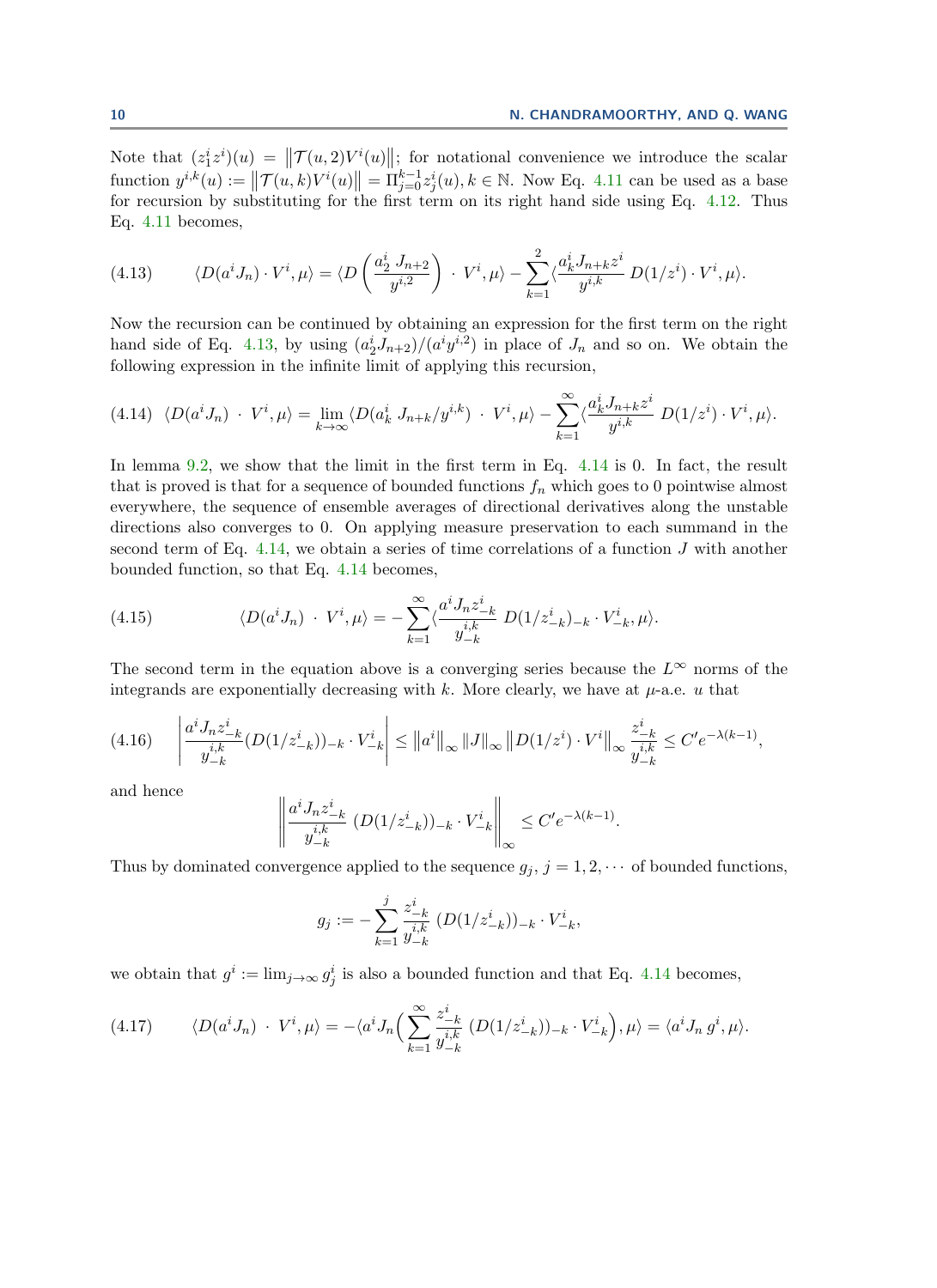Note that $(z_1^i z^i)(u) = \left\|\mathcal{T}(u,2)V^i(u)\right\|$; for notational convenience we introduce the scalar function $y^{i,k}(u) := \left\|\mathcal{T}(u,k)V^i(u)\right\| = \Pi_{j=0}^{k-1} z_j^i(u), k \in \mathbb{N}$. Now Eq. 4.11 can be used as a base for recursion by substituting for the first term on its right hand side using Eq. 4.12. Thus Eq. 4.11 becomes,

$$
\langle D(a^i J_n) \cdot V^i, \mu\rangle = \langle D\left(\frac{a_2^i\, J_{n+2}}{y^{i,2}}\right) \cdot V^i, \mu\rangle - \sum_{k=1}^{2} \langle \frac{a_k^i J_{n+k} z^i}{y^{i,k}}\, D(1/z^i) \cdot V^i, \mu\rangle. \tag{4.13}
$$

Now the recursion can be continued by obtaining an expression for the first term on the right hand side of Eq. 4.13, by using $(a_2^i J_{n+2})/(a^i y^{i,2})$ in place of $J_n$ and so on. We obtain the following expression in the infinite limit of applying this recursion,

$$
\langle D(a^i J_n) \cdot V^i, \mu\rangle = \lim_{k\to\infty} \langle D(a_k^i\, J_{n+k}/y^{i,k}) \cdot V^i, \mu\rangle - \sum_{k=1}^{\infty} \langle \frac{a_k^i J_{n+k} z^i}{y^{i,k}}\, D(1/z^i) \cdot V^i, \mu\rangle. \tag{4.14}
$$

In lemma 9.2, we show that the limit in the first term in Eq. 4.14 is 0. In fact, the result that is proved is that for a sequence of bounded functions $f_n$ which goes to 0 pointwise almost everywhere, the sequence of ensemble averages of directional derivatives along the unstable directions also converges to 0. On applying measure preservation to each summand in the second term of Eq. 4.14, we obtain a series of time correlations of a function $J$ with another bounded function, so that Eq. 4.14 becomes,

$$
\langle D(a^i J_n) \cdot V^i, \mu\rangle = - \sum_{k=1}^{\infty} \langle \frac{a^i J_n z_{-k}^i}{y_{-k}^{i,k}}\, D(1/z_{-k}^i)_{-k} \cdot V_{-k}^i, \mu\rangle. \tag{4.15}
$$

The second term in the equation above is a converging series because the $L^\infty$ norms of the integrands are exponentially decreasing with $k$. More clearly, we have at $\mu$-a.e. $u$ that

$$
\left| \frac{a^i J_n z_{-k}^i}{y_{-k}^{i,k}} (D(1/z_{-k}^i))_{-k} \cdot V_{-k}^i \right| \leq \left\|a^i\right\|_\infty \|J\|_\infty \left\|D(1/z^i)\cdot V^i\right\|_\infty \frac{z_{-k}^i}{y_{-k}^{i,k}} \leq C' e^{-\lambda(k-1)}, \tag{4.16}
$$

and hence

$$
\left\| \frac{a^i J_n z_{-k}^i}{y_{-k}^{i,k}}\, (D(1/z_{-k}^i))_{-k} \cdot V_{-k}^i \right\|_\infty \leq C' e^{-\lambda(k-1)}.
$$

Thus by dominated convergence applied to the sequence $g_j$, $j = 1, 2, \cdots$ of bounded functions,

$$
g_j := - \sum_{k=1}^{j} \frac{z_{-k}^i}{y_{-k}^{i,k}}\, (D(1/z_{-k}^i))_{-k} \cdot V_{-k}^i,
$$

we obtain that $g^i := \lim_{j\to\infty} g_j^i$ is also a bounded function and that Eq. 4.14 becomes,

$$
\langle D(a^i J_n) \cdot V^i, \mu\rangle = -\langle a^i J_n \Big( \sum_{k=1}^{\infty} \frac{z_{-k}^i}{y_{-k}^{i,k}}\, (D(1/z_{-k}^i))_{-k} \cdot V_{-k}^i \Big), \mu\rangle = \langle a^i J_n\, g^i, \mu\rangle. \tag{4.17}
$$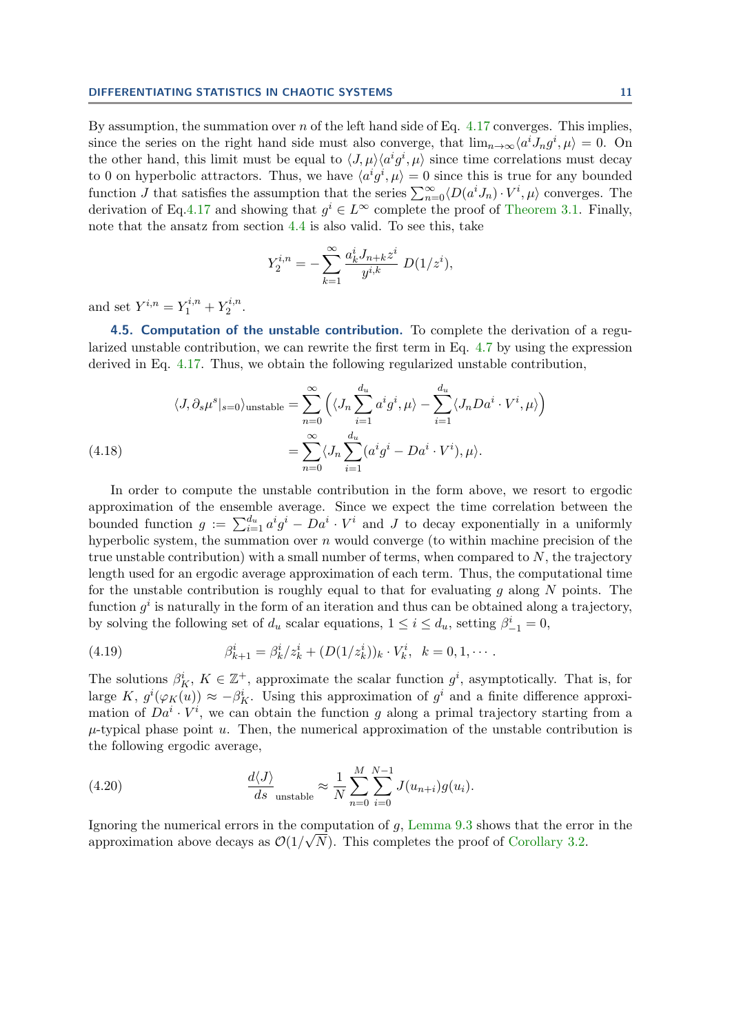By assumption, the summation over $n$ of the left hand side of Eq. 4.17 converges. This implies, since the series on the right hand side must also converge, that $\lim_{n\to\infty}\langle a^i J_n g^i, \mu\rangle = 0$. On the other hand, this limit must be equal to $\langle J, \mu\rangle\langle a^i g^i, \mu\rangle$ since time correlations must decay to 0 on hyperbolic attractors. Thus, we have $\langle a^i g^i, \mu\rangle = 0$ since this is true for any bounded function $J$ that satisfies the assumption that the series $\sum_{n=0}^{\infty}\langle D(a^i J_n)\cdot V^i, \mu\rangle$ converges. The derivation of Eq.4.17 and showing that $g^i \in L^\infty$ complete the proof of Theorem 3.1. Finally, note that the ansatz from section 4.4 is also valid. To see this, take

$$Y_2^{i,n} = -\sum_{k=1}^{\infty} \frac{a_k^i J_{n+k} z^i}{y^{i,k}}\, D(1/z^i),$$

and set $Y^{i,n} = Y_1^{i,n} + Y_2^{i,n}$.

## 4.5. Computation of the unstable contribution.

To complete the derivation of a regularized unstable contribution, we can rewrite the first term in Eq. 4.7 by using the expression derived in Eq. 4.17. Thus, we obtain the following regularized unstable contribution,

$$\begin{aligned}\langle J, \partial_s \mu^s|_{s=0}\rangle_{\text{unstable}} &= \sum_{n=0}^{\infty}\Big(\langle J_n \sum_{i=1}^{d_u} a^i g^i, \mu\rangle - \sum_{i=1}^{d_u}\langle J_n Da^i\cdot V^i, \mu\rangle\Big) \\ &= \sum_{n=0}^{\infty}\langle J_n \sum_{i=1}^{d_u}(a^i g^i - Da^i \cdot V^i), \mu\rangle. \end{aligned} \tag{4.18}$$

In order to compute the unstable contribution in the form above, we resort to ergodic approximation of the ensemble average. Since we expect the time correlation between the bounded function $g := \sum_{i=1}^{d_u} a^i g^i - Da^i \cdot V^i$ and $J$ to decay exponentially in a uniformly hyperbolic system, the summation over $n$ would converge (to within machine precision of the true unstable contribution) with a small number of terms, when compared to $N$, the trajectory length used for an ergodic average approximation of each term. Thus, the computational time for the unstable contribution is roughly equal to that for evaluating $g$ along $N$ points. The function $g^i$ is naturally in the form of an iteration and thus can be obtained along a trajectory, by solving the following set of $d_u$ scalar equations, $1 \le i \le d_u$, setting $\beta^i_{-1} = 0$,

$$\beta^i_{k+1} = \beta^i_k/z^i_k + (D(1/z^i_k))_k \cdot V^i_k, \;\; k = 0, 1, \cdots. \tag{4.19}$$

The solutions $\beta^i_K$, $K \in \mathbb{Z}^+$, approximate the scalar function $g^i$, asymptotically. That is, for large $K$, $g^i(\varphi_K(u)) \approx -\beta^i_K$. Using this approximation of $g^i$ and a finite difference approximation of $Da^i \cdot V^i$, we can obtain the function $g$ along a primal trajectory starting from a $\mu$-typical phase point $u$. Then, the numerical approximation of the unstable contribution is the following ergodic average,

$$\frac{d\langle J\rangle}{ds}_{\text{unstable}} \approx \frac{1}{N}\sum_{n=0}^{M}\sum_{i=0}^{N-1} J(u_{n+i})g(u_i). \tag{4.20}$$

Ignoring the numerical errors in the computation of $g$, Lemma 9.3 shows that the error in the approximation above decays as $\mathcal{O}(1/\sqrt{N})$. This completes the proof of Corollary 3.2.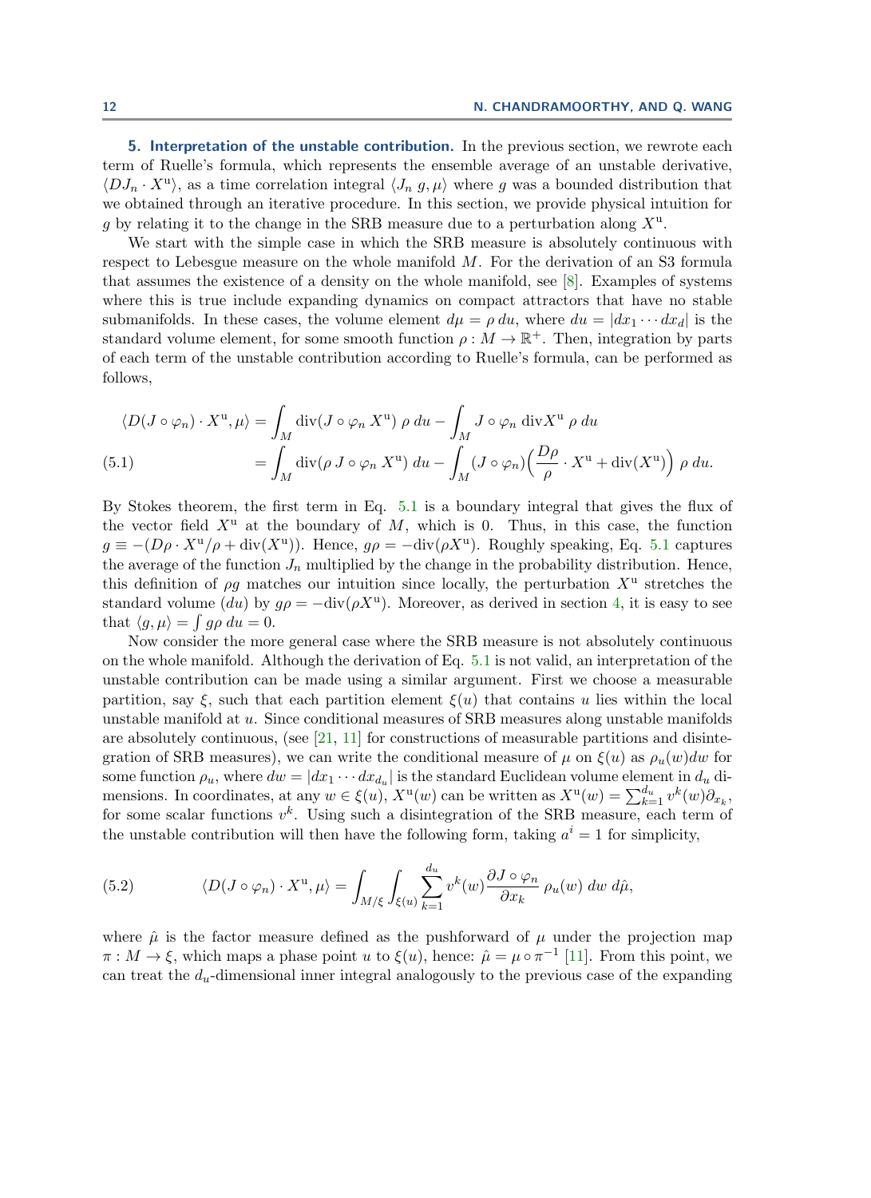**5. Interpretation of the unstable contribution.** In the previous section, we rewrote each term of Ruelle's formula, which represents the ensemble average of an unstable derivative, $\langle DJ_n \cdot X^{\rm u}\rangle$, as a time correlation integral $\langle J_n\, g, \mu\rangle$ where $g$ was a bounded distribution that we obtained through an iterative procedure. In this section, we provide physical intuition for $g$ by relating it to the change in the SRB measure due to a perturbation along $X^{\rm u}$.

We start with the simple case in which the SRB measure is absolutely continuous with respect to Lebesgue measure on the whole manifold $M$. For the derivation of an S3 formula that assumes the existence of a density on the whole manifold, see [8]. Examples of systems where this is true include expanding dynamics on compact attractors that have no stable submanifolds. In these cases, the volume element $d\mu = \rho\, du$, where $du = |dx_1 \cdots dx_d|$ is the standard volume element, for some smooth function $\rho : M \to \mathbb{R}^+$. Then, integration by parts of each term of the unstable contribution according to Ruelle's formula, can be performed as follows,

$$
\begin{aligned}
\langle D(J\circ\varphi_n)\cdot X^{\rm u}, \mu\rangle &= \int_M \mathrm{div}(J\circ\varphi_n\, X^{\rm u})\ \rho\ du - \int_M J\circ\varphi_n\ \mathrm{div}X^{\rm u}\ \rho\ du \\
&= \int_M \mathrm{div}(\rho\, J\circ\varphi_n\, X^{\rm u})\ du - \int_M (J\circ\varphi_n)\Big(\frac{D\rho}{\rho}\cdot X^{\rm u} + \mathrm{div}(X^{\rm u})\Big)\ \rho\ du.
\end{aligned}
\tag{5.1}
$$

By Stokes theorem, the first term in Eq. 5.1 is a boundary integral that gives the flux of the vector field $X^{\rm u}$ at the boundary of $M$, which is 0. Thus, in this case, the function $g \equiv -(D\rho\cdot X^{\rm u}/\rho + \mathrm{div}(X^{\rm u}))$. Hence, $g\rho = -\mathrm{div}(\rho X^{\rm u})$. Roughly speaking, Eq. 5.1 captures the average of the function $J_n$ multiplied by the change in the probability distribution. Hence, this definition of $\rho g$ matches our intuition since locally, the perturbation $X^{\rm u}$ stretches the standard volume ($du$) by $g\rho = -\mathrm{div}(\rho X^{\rm u})$. Moreover, as derived in section 4, it is easy to see that $\langle g, \mu\rangle = \int g\rho\ du = 0$.

Now consider the more general case where the SRB measure is not absolutely continuous on the whole manifold. Although the derivation of Eq. 5.1 is not valid, an interpretation of the unstable contribution can be made using a similar argument. First we choose a measurable partition, say $\xi$, such that each partition element $\xi(u)$ that contains $u$ lies within the local unstable manifold at $u$. Since conditional measures of SRB measures along unstable manifolds are absolutely continuous, (see [21, 11] for constructions of measurable partitions and disintegration of SRB measures), we can write the conditional measure of $\mu$ on $\xi(u)$ as $\rho_u(w)dw$ for some function $\rho_u$, where $dw = |dx_1 \cdots dx_{d_u}|$ is the standard Euclidean volume element in $d_u$ dimensions. In coordinates, at any $w \in \xi(u)$, $X^{\rm u}(w)$ can be written as $X^{\rm u}(w) = \sum_{k=1}^{d_u} v^k(w)\partial_{x_k}$, for some scalar functions $v^k$. Using such a disintegration of the SRB measure, each term of the unstable contribution will then have the following form, taking $a^i = 1$ for simplicity,

$$
\langle D(J\circ\varphi_n)\cdot X^{\rm u}, \mu\rangle = \int_{M/\xi}\int_{\xi(u)} \sum_{k=1}^{d_u} v^k(w)\frac{\partial J\circ\varphi_n}{\partial x_k}\ \rho_u(w)\ dw\ d\hat\mu,
\tag{5.2}
$$

where $\hat\mu$ is the factor measure defined as the pushforward of $\mu$ under the projection map $\pi : M \to \xi$, which maps a phase point $u$ to $\xi(u)$, hence: $\hat\mu = \mu\circ\pi^{-1}$ [11]. From this point, we can treat the $d_u$-dimensional inner integral analogously to the previous case of the expanding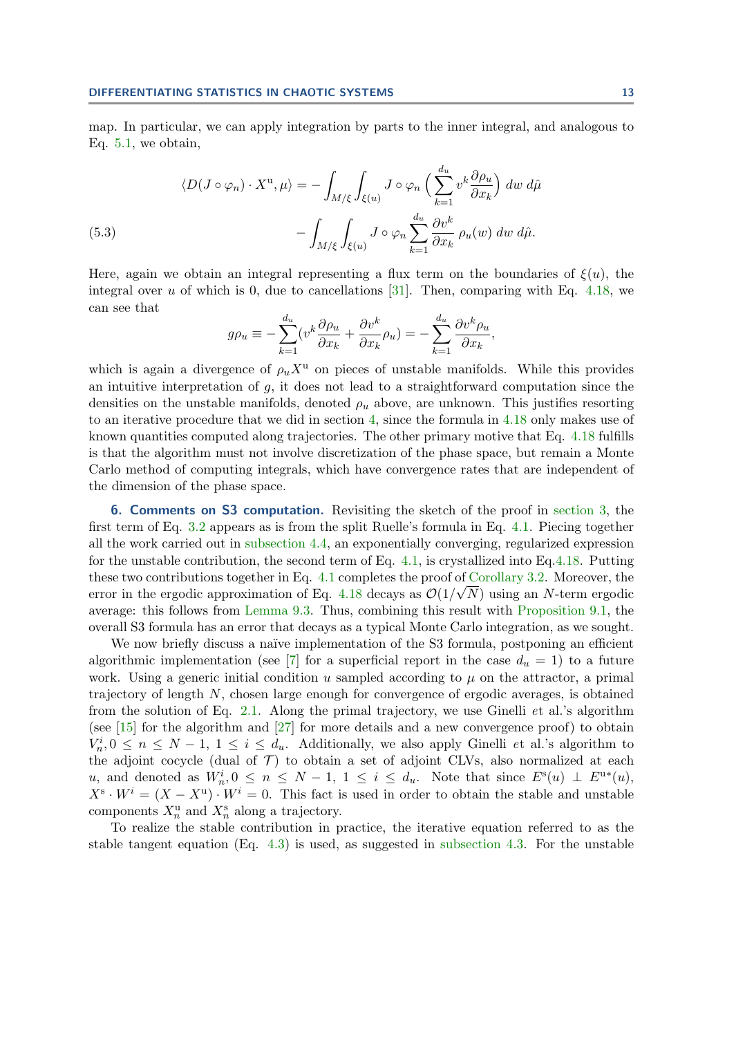map. In particular, we can apply integration by parts to the inner integral, and analogous to Eq. 5.1, we obtain,

$$
\begin{aligned}
\langle D(J\circ\varphi_n)\cdot X^{\mathrm{u}}, \mu\rangle = &-\int_{M/\xi}\int_{\xi(u)} J\circ\varphi_n \Big(\sum_{k=1}^{d_u} v^k \frac{\partial \rho_u}{\partial x_k}\Big)\, dw\, d\hat{\mu} \\
&-\int_{M/\xi}\int_{\xi(u)} J\circ\varphi_n \sum_{k=1}^{d_u} \frac{\partial v^k}{\partial x_k}\, \rho_u(w)\, dw\, d\hat{\mu}.
\end{aligned} \tag{5.3}
$$

Here, again we obtain an integral representing a flux term on the boundaries of $\xi(u)$, the integral over $u$ of which is 0, due to cancellations [31]. Then, comparing with Eq. 4.18, we can see that

$$
g\rho_u \equiv -\sum_{k=1}^{d_u}\big(v^k \frac{\partial \rho_u}{\partial x_k} + \frac{\partial v^k}{\partial x_k}\rho_u\big) = -\sum_{k=1}^{d_u} \frac{\partial v^k \rho_u}{\partial x_k},
$$

which is again a divergence of $\rho_u X^{\mathrm{u}}$ on pieces of unstable manifolds. While this provides an intuitive interpretation of $g$, it does not lead to a straightforward computation since the densities on the unstable manifolds, denoted $\rho_u$ above, are unknown. This justifies resorting to an iterative procedure that we did in section 4, since the formula in 4.18 only makes use of known quantities computed along trajectories. The other primary motive that Eq. 4.18 fulfills is that the algorithm must not involve discretization of the phase space, but remain a Monte Carlo method of computing integrals, which have convergence rates that are independent of the dimension of the phase space.

## 6. Comments on S3 computation.

Revisiting the sketch of the proof in section 3, the first term of Eq. 3.2 appears as is from the split Ruelle's formula in Eq. 4.1. Piecing together all the work carried out in subsection 4.4, an exponentially converging, regularized expression for the unstable contribution, the second term of Eq. 4.1, is crystallized into Eq.4.18. Putting these two contributions together in Eq. 4.1 completes the proof of Corollary 3.2. Moreover, the error in the ergodic approximation of Eq. 4.18 decays as $\mathcal{O}(1/\sqrt{N})$ using an $N$-term ergodic average: this follows from Lemma 9.3. Thus, combining this result with Proposition 9.1, the overall S3 formula has an error that decays as a typical Monte Carlo integration, as we sought.

We now briefly discuss a naïve implementation of the S3 formula, postponing an efficient algorithmic implementation (see [7] for a superficial report in the case $d_u = 1$) to a future work. Using a generic initial condition $u$ sampled according to $\mu$ on the attractor, a primal trajectory of length $N$, chosen large enough for convergence of ergodic averages, is obtained from the solution of Eq. 2.1. Along the primal trajectory, we use Ginelli *et* al.'s algorithm (see [15] for the algorithm and [27] for more details and a new convergence proof) to obtain $V_n^i, 0 \le n \le N-1,\ 1 \le i \le d_u$. Additionally, we also apply Ginelli *et* al.'s algorithm to the adjoint cocycle (dual of $\mathcal{T}$) to obtain a set of adjoint CLVs, also normalized at each $u$, and denoted as $W_n^i, 0 \le n \le N-1,\ 1 \le i \le d_u$. Note that since $E^{\mathrm{s}}(u) \perp E^{\mathrm{u}*}(u)$, $X^{\mathrm{s}}\cdot W^i = (X - X^{\mathrm{u}})\cdot W^i = 0$. This fact is used in order to obtain the stable and unstable components $X_n^{\mathrm{u}}$ and $X_n^{\mathrm{s}}$ along a trajectory.

To realize the stable contribution in practice, the iterative equation referred to as the stable tangent equation (Eq. 4.3) is used, as suggested in subsection 4.3. For the unstable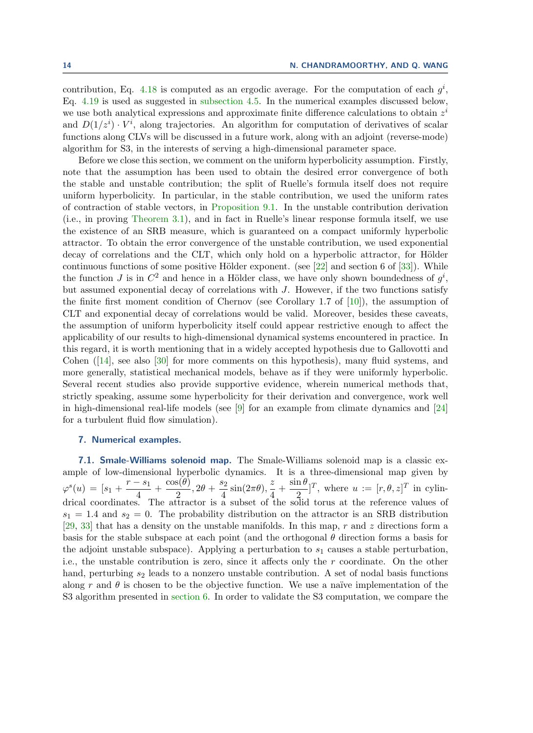contribution, Eq. 4.18 is computed as an ergodic average. For the computation of each $g^i$, Eq. 4.19 is used as suggested in subsection 4.5. In the numerical examples discussed below, we use both analytical expressions and approximate finite difference calculations to obtain $z^i$ and $D(1/z^i) \cdot V^i$, along trajectories. An algorithm for computation of derivatives of scalar functions along CLVs will be discussed in a future work, along with an adjoint (reverse-mode) algorithm for S3, in the interests of serving a high-dimensional parameter space.

Before we close this section, we comment on the uniform hyperbolicity assumption. Firstly, note that the assumption has been used to obtain the desired error convergence of both the stable and unstable contribution; the split of Ruelle's formula itself does not require uniform hyperbolicity. In particular, in the stable contribution, we used the uniform rates of contraction of stable vectors, in Proposition 9.1. In the unstable contribution derivation (i.e., in proving Theorem 3.1), and in fact in Ruelle's linear response formula itself, we use the existence of an SRB measure, which is guaranteed on a compact uniformly hyperbolic attractor. To obtain the error convergence of the unstable contribution, we used exponential decay of correlations and the CLT, which only hold on a hyperbolic attractor, for Hölder continuous functions of some positive Hölder exponent. (see [22] and section 6 of [33]). While the function $J$ is in $C^2$ and hence in a Hölder class, we have only shown boundedness of $g^i$, but assumed exponential decay of correlations with $J$. However, if the two functions satisfy the finite first moment condition of Chernov (see Corollary 1.7 of [10]), the assumption of CLT and exponential decay of correlations would be valid. Moreover, besides these caveats, the assumption of uniform hyperbolicity itself could appear restrictive enough to affect the applicability of our results to high-dimensional dynamical systems encountered in practice. In this regard, it is worth mentioning that in a widely accepted hypothesis due to Gallovotti and Cohen ([14], see also [30] for more comments on this hypothesis), many fluid systems, and more generally, statistical mechanical models, behave as if they were uniformly hyperbolic. Several recent studies also provide supportive evidence, wherein numerical methods that, strictly speaking, assume some hyperbolicity for their derivation and convergence, work well in high-dimensional real-life models (see [9] for an example from climate dynamics and [24] for a turbulent fluid flow simulation).

## 7. Numerical examples.

### 7.1. Smale-Williams solenoid map.

The Smale-Williams solenoid map is a classic example of low-dimensional hyperbolic dynamics. It is a three-dimensional map given by $\varphi^s(u) = [s_1 + \dfrac{r - s_1}{4} + \dfrac{\cos(\theta)}{2}, 2\theta + \dfrac{s_2}{4}\sin(2\pi\theta), \dfrac{z}{4} + \dfrac{\sin\theta}{2}]^T$, where $u := [r, \theta, z]^T$ in cylindrical coordinates. The attractor is a subset of the solid torus at the reference values of $s_1 = 1.4$ and $s_2 = 0$. The probability distribution on the attractor is an SRB distribution [29, 33] that has a density on the unstable manifolds. In this map, $r$ and $z$ directions form a basis for the stable subspace at each point (and the orthogonal $\theta$ direction forms a basis for the adjoint unstable subspace). Applying a perturbation to $s_1$ causes a stable perturbation, i.e., the unstable contribution is zero, since it affects only the $r$ coordinate. On the other hand, perturbing $s_2$ leads to a nonzero unstable contribution. A set of nodal basis functions along $r$ and $\theta$ is chosen to be the objective function. We use a naïve implementation of the S3 algorithm presented in section 6. In order to validate the S3 computation, we compare the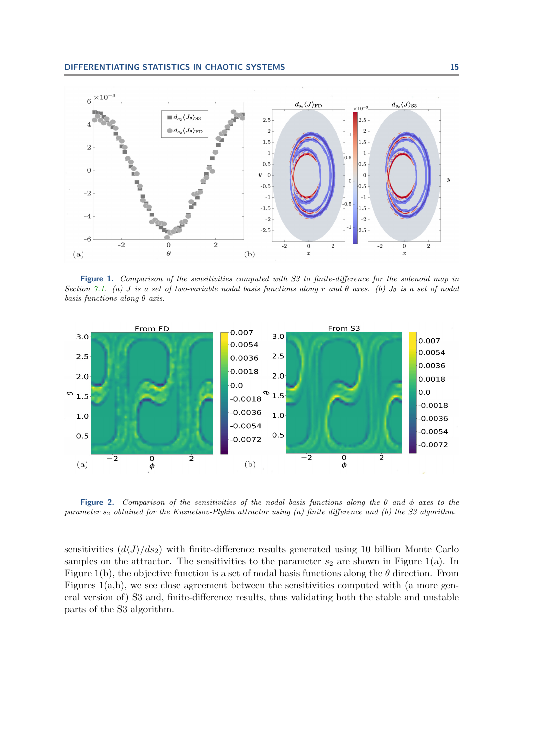**Figure 1.** *Comparison of the sensitivities computed with S3 to finite-difference for the solenoid map in Section 7.1. (a) $J$ is a set of two-variable nodal basis functions along $r$ and $\theta$ axes. (b) $J_\theta$ is a set of nodal basis functions along $\theta$ axis.*

**Figure 2.** *Comparison of the sensitivities of the nodal basis functions along the $\theta$ and $\phi$ axes to the parameter $s_2$ obtained for the Kuznetsov-Plykin attractor using (a) finite difference and (b) the S3 algorithm.*

sensitivities ($d\langle J\rangle/ds_2$) with finite-difference results generated using 10 billion Monte Carlo samples on the attractor. The sensitivities to the parameter $s_2$ are shown in Figure 1(a). In Figure 1(b), the objective function is a set of nodal basis functions along the $\theta$ direction. From Figures 1(a,b), we see close agreement between the sensitivities computed with (a more general version of) S3 and, finite-difference results, thus validating both the stable and unstable parts of the S3 algorithm.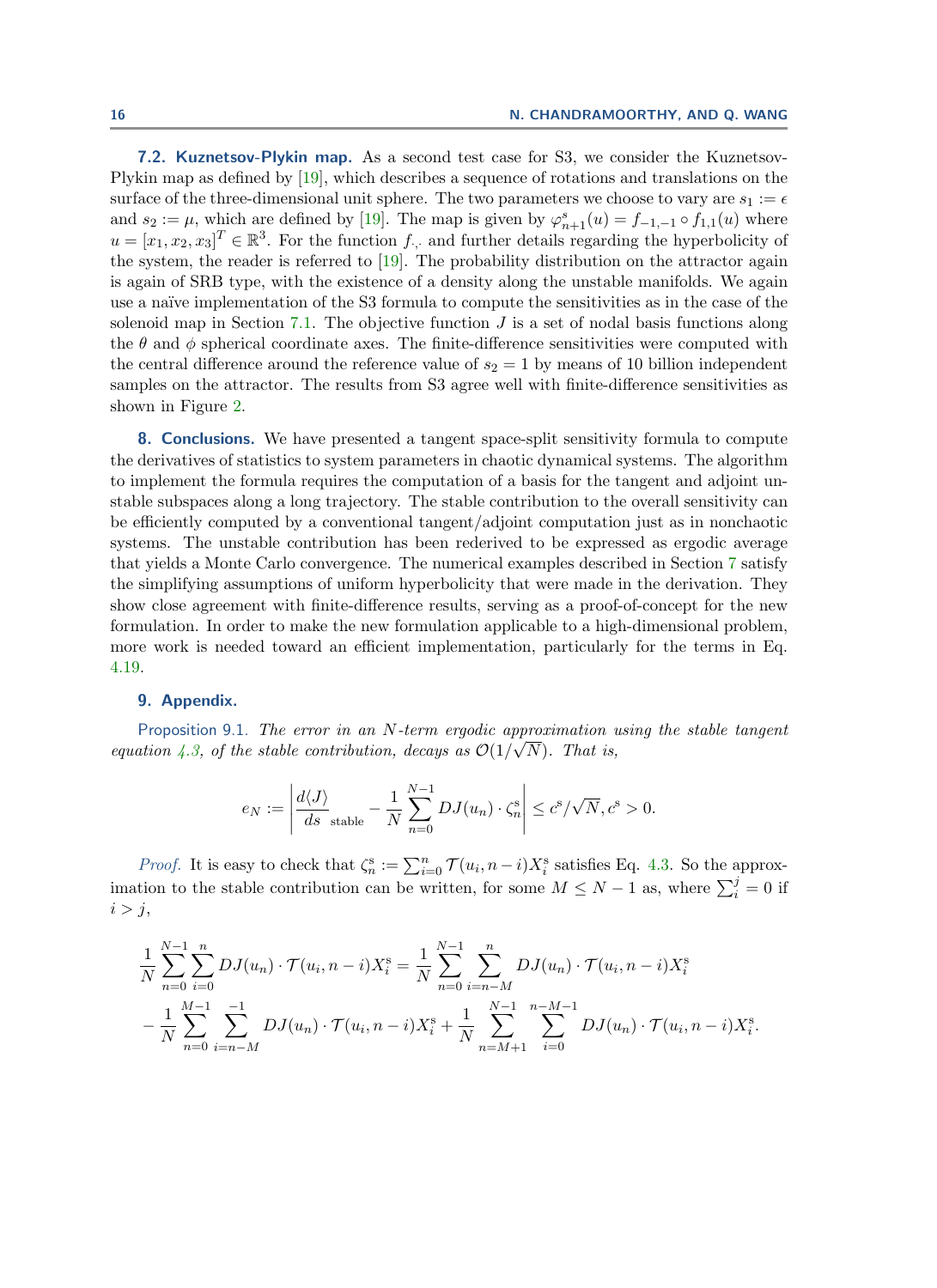### 7.2. Kuznetsov-Plykin map.

As a second test case for S3, we consider the Kuznetsov-Plykin map as defined by [19], which describes a sequence of rotations and translations on the surface of the three-dimensional unit sphere. The two parameters we choose to vary are $s_1 := \epsilon$ and $s_2 := \mu$, which are defined by [19]. The map is given by $\varphi^s_{n+1}(u) = f_{-1,-1} \circ f_{1,1}(u)$ where $u = [x_1, x_2, x_3]^T \in \mathbb{R}^3$. For the function $f_{\cdot,\cdot}$ and further details regarding the hyperbolicity of the system, the reader is referred to [19]. The probability distribution on the attractor again is again of SRB type, with the existence of a density along the unstable manifolds. We again use a naïve implementation of the S3 formula to compute the sensitivities as in the case of the solenoid map in Section 7.1. The objective function $J$ is a set of nodal basis functions along the $\theta$ and $\phi$ spherical coordinate axes. The finite-difference sensitivities were computed with the central difference around the reference value of $s_2 = 1$ by means of 10 billion independent samples on the attractor. The results from S3 agree well with finite-difference sensitivities as shown in Figure 2.

## 8. Conclusions.

We have presented a tangent space-split sensitivity formula to compute the derivatives of statistics to system parameters in chaotic dynamical systems. The algorithm to implement the formula requires the computation of a basis for the tangent and adjoint unstable subspaces along a long trajectory. The stable contribution to the overall sensitivity can be efficiently computed by a conventional tangent/adjoint computation just as in nonchaotic systems. The unstable contribution has been rederived to be expressed as ergodic average that yields a Monte Carlo convergence. The numerical examples described in Section 7 satisfy the simplifying assumptions of uniform hyperbolicity that were made in the derivation. They show close agreement with finite-difference results, serving as a proof-of-concept for the new formulation. In order to make the new formulation applicable to a high-dimensional problem, more work is needed toward an efficient implementation, particularly for the terms in Eq. 4.19.

## 9. Appendix.

Proposition 9.1. *The error in an $N$-term ergodic approximation using the stable tangent equation 4.3, of the stable contribution, decays as $\mathcal{O}(1/\sqrt{N})$. That is,*

$$e_N := \left| \frac{d\langle J \rangle}{ds}_{\text{stable}} - \frac{1}{N}\sum_{n=0}^{N-1} DJ(u_n)\cdot \zeta^{\mathrm{s}}_n \right| \leq c^{\mathrm{s}}/\sqrt{N}, c^{\mathrm{s}} > 0.$$

*Proof.* It is easy to check that $\zeta^{\mathrm{s}}_n := \sum_{i=0}^{n} \mathcal{T}(u_i, n-i) X^{\mathrm{s}}_i$ satisfies Eq. 4.3. So the approximation to the stable contribution can be written, for some $M \leq N-1$ as, where $\sum_i^j = 0$ if $i > j$,

$$\frac{1}{N}\sum_{n=0}^{N-1}\sum_{i=0}^{n} DJ(u_n)\cdot\mathcal{T}(u_i, n-i)X^{\mathrm{s}}_i = \frac{1}{N}\sum_{n=0}^{N-1}\sum_{i=n-M}^{n} DJ(u_n)\cdot\mathcal{T}(u_i, n-i)X^{\mathrm{s}}_i$$
$$-\frac{1}{N}\sum_{n=0}^{M-1}\sum_{i=n-M}^{-1} DJ(u_n)\cdot\mathcal{T}(u_i, n-i)X^{\mathrm{s}}_i + \frac{1}{N}\sum_{n=M+1}^{N-1}\sum_{i=0}^{n-M-1} DJ(u_n)\cdot\mathcal{T}(u_i, n-i)X^{\mathrm{s}}_i.$$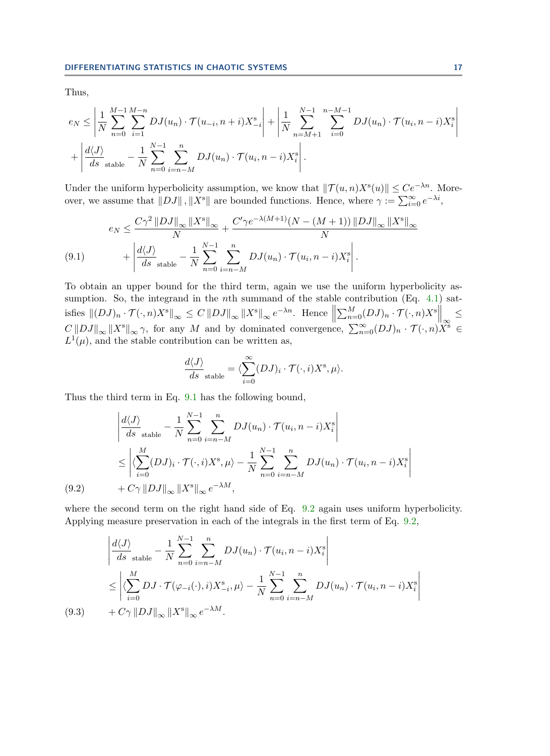Thus,

$$e_N \leq \left| \frac{1}{N} \sum_{n=0}^{M-1} \sum_{i=1}^{M-n} DJ(u_n) \cdot \mathcal{T}(u_{-i}, n+i) X^{\mathrm{s}}_{-i} \right| + \left| \frac{1}{N} \sum_{n=M+1}^{N-1} \sum_{i=0}^{n-M-1} DJ(u_n) \cdot \mathcal{T}(u_i, n-i) X^{\mathrm{s}}_i \right|$$
$$+ \left| \frac{d\langle J \rangle}{ds}_{\text{ stable}} - \frac{1}{N} \sum_{n=0}^{N-1} \sum_{i=n-M}^{n} DJ(u_n) \cdot \mathcal{T}(u_i, n-i) X^{\mathrm{s}}_i \right|.$$

Under the uniform hyperbolicity assumption, we know that $\|\mathcal{T}(u,n)X^{\mathrm{s}}(u)\| \leq Ce^{-\lambda n}$. Moreover, we assume that $\|DJ\|, \|X^{\mathrm{s}}\|$ are bounded functions. Hence, where $\gamma := \sum_{i=0}^{\infty} e^{-\lambda i}$,

$$e_N \leq \frac{C\gamma^2 \|DJ\|_\infty \|X^{\mathrm{s}}\|_\infty}{N} + \frac{C'\gamma e^{-\lambda(M+1)}(N-(M+1)) \|DJ\|_\infty \|X^{\mathrm{s}}\|_\infty}{N}$$
$$+ \left| \frac{d\langle J \rangle}{ds}_{\text{ stable}} - \frac{1}{N} \sum_{n=0}^{N-1} \sum_{i=n-M}^{n} DJ(u_n) \cdot \mathcal{T}(u_i, n-i) X^{\mathrm{s}}_i \right|. \tag{9.1}$$

To obtain an upper bound for the third term, again we use the uniform hyperbolicity assumption. So, the integrand in the $n$th summand of the stable contribution (Eq. 4.1) satisfies $\|(DJ)_n \cdot \mathcal{T}(\cdot, n)X^{\mathrm{s}}\|_\infty \leq C \|DJ\|_\infty \|X^{\mathrm{s}}\|_\infty e^{-\lambda n}$. Hence $\left\|\sum_{n=0}^{M} (DJ)_n \cdot \mathcal{T}(\cdot, n)X^{\mathrm{s}}\right\|_\infty \leq C \|DJ\|_\infty \|X^{\mathrm{s}}\|_\infty \gamma$, for any $M$ and by dominated convergence, $\sum_{n=0}^{\infty} (DJ)_n \cdot \mathcal{T}(\cdot, n)X^{\mathrm{s}} \in L^1(\mu)$, and the stable contribution can be written as,

$$\frac{d\langle J \rangle}{ds}_{\text{ stable}} = \langle \sum_{i=0}^{\infty} (DJ)_i \cdot \mathcal{T}(\cdot, i) X^{\mathrm{s}}, \mu \rangle.$$

Thus the third term in Eq. 9.1 has the following bound,

$$\left| \frac{d\langle J \rangle}{ds}_{\text{ stable}} - \frac{1}{N} \sum_{n=0}^{N-1} \sum_{i=n-M}^{n} DJ(u_n) \cdot \mathcal{T}(u_i, n-i) X^{\mathrm{s}}_i \right|$$
$$\leq \left| \langle \sum_{i=0}^{M} (DJ)_i \cdot \mathcal{T}(\cdot, i) X^{\mathrm{s}}, \mu \rangle - \frac{1}{N} \sum_{n=0}^{N-1} \sum_{i=n-M}^{n} DJ(u_n) \cdot \mathcal{T}(u_i, n-i) X^{\mathrm{s}}_i \right|$$
$$+ C\gamma \|DJ\|_\infty \|X^{\mathrm{s}}\|_\infty e^{-\lambda M}, \tag{9.2}$$

where the second term on the right hand side of Eq. 9.2 again uses uniform hyperbolicity. Applying measure preservation in each of the integrals in the first term of Eq. 9.2,

$$\left| \frac{d\langle J \rangle}{ds}_{\text{ stable}} - \frac{1}{N} \sum_{n=0}^{N-1} \sum_{i=n-M}^{n} DJ(u_n) \cdot \mathcal{T}(u_i, n-i) X^{\mathrm{s}}_i \right|$$
$$\leq \left| \langle \sum_{i=0}^{M} DJ \cdot \mathcal{T}(\varphi_{-i}(\cdot), i) X^{\mathrm{s}}_{-i}, \mu \rangle - \frac{1}{N} \sum_{n=0}^{N-1} \sum_{i=n-M}^{n} DJ(u_n) \cdot \mathcal{T}(u_i, n-i) X^{\mathrm{s}}_i \right|$$
$$+ C\gamma \|DJ\|_\infty \|X^{\mathrm{s}}\|_\infty e^{-\lambda M}. \tag{9.3}$$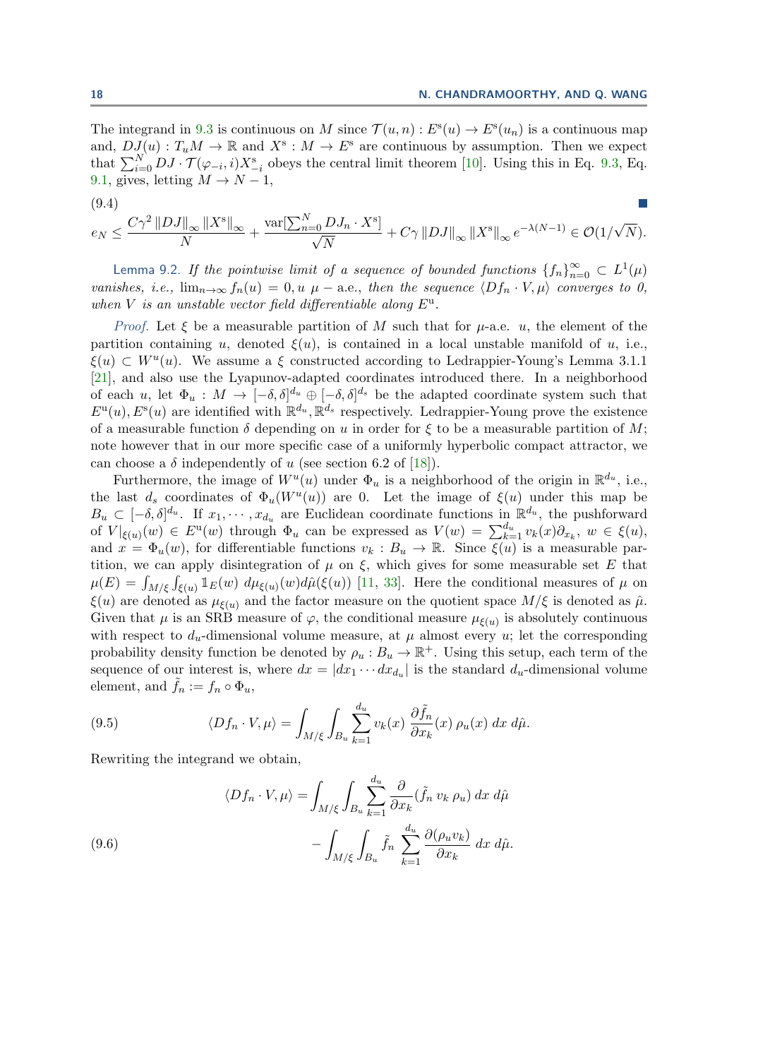The integrand in 9.3 is continuous on $M$ since $\mathcal{T}(u,n) : E^{\rm s}(u) \to E^{\rm s}(u_n)$ is a continuous map and, $DJ(u) : T_u M \to \mathbb{R}$ and $X^{\rm s} : M \to E^{\rm s}$ are continuous by assumption. Then we expect that $\sum_{i=0}^N DJ \cdot \mathcal{T}(\varphi_{-i}, i) X^{\rm s}_{-i}$ obeys the central limit theorem [10]. Using this in Eq. 9.3, Eq. 9.1, gives, letting $M \to N-1$,

(9.4)

$$e_N \leq \frac{C\gamma^2 \, \|DJ\|_\infty \, \|X^{\rm s}\|_\infty}{N} + \frac{\mathrm{var}[\sum_{n=0}^N DJ_n \cdot X^{\rm s}]}{\sqrt{N}} + C\gamma \, \|DJ\|_\infty \, \|X^{\rm s}\|_\infty \, e^{-\lambda(N-1)} \in \mathcal{O}(1/\sqrt{N}).$$

**Lemma 9.2.** *If the pointwise limit of a sequence of bounded functions $\{f_n\}_{n=0}^\infty \subset L^1(\mu)$ vanishes, i.e., $\lim_{n\to\infty} f_n(u) = 0, u$ $\mu-$a.e., then the sequence $\langle Df_n \cdot V, \mu\rangle$ converges to 0, when $V$ is an unstable vector field differentiable along $E^{\rm u}$.*

*Proof.* Let $\xi$ be a measurable partition of $M$ such that for $\mu$-a.e. $u$, the element of the partition containing $u$, denoted $\xi(u)$, is contained in a local unstable manifold of $u$, i.e., $\xi(u) \subset W^u(u)$. We assume a $\xi$ constructed according to Ledrappier-Young's Lemma 3.1.1 [21], and also use the Lyapunov-adapted coordinates introduced there. In a neighborhood of each $u$, let $\Phi_u : M \to [-\delta,\delta]^{d_u} \oplus [-\delta,\delta]^{d_s}$ be the adapted coordinate system such that $E^{\rm u}(u), E^{\rm s}(u)$ are identified with $\mathbb{R}^{d_u}, \mathbb{R}^{d_s}$ respectively. Ledrappier-Young prove the existence of a measurable function $\delta$ depending on $u$ in order for $\xi$ to be a measurable partition of $M$; note however that in our more specific case of a uniformly hyperbolic compact attractor, we can choose a $\delta$ independently of $u$ (see section 6.2 of [18]).

Furthermore, the image of $W^u(u)$ under $\Phi_u$ is a neighborhood of the origin in $\mathbb{R}^{d_u}$, i.e., the last $d_s$ coordinates of $\Phi_u(W^u(u))$ are 0. Let the image of $\xi(u)$ under $\Phi_u$ be $B_u \subset [-\delta,\delta]^{d_u}$. If $x_1, \cdots, x_{d_u}$ are Euclidean coordinate functions in $\mathbb{R}^{d_u}$, the pushforward of $V|_{\xi(u)}(w) \in E^{\rm u}(w)$ through $\Phi_u$ can be expressed as $V(w) = \sum_{k=1}^{d_u} v_k(x) \partial_{x_k}$, $w \in \xi(u)$, and $x = \Phi_u(w)$, for differentiable functions $v_k : B_u \to \mathbb{R}$. Since $\xi(u)$ is a measurable partition, we can apply disintegration of $\mu$ on $\xi$, which gives for some measurable set $E$ that $\mu(E) = \int_{M/\xi} \int_{\xi(u)} \mathbb{1}_E(w) \, d\mu_{\xi(u)}(w) d\hat{\mu}(\xi(u))$ [11, 33]. Here the conditional measures of $\mu$ on $\xi(u)$ are denoted as $\mu_{\xi(u)}$ and the factor measure on the quotient space $M/\xi$ is denoted as $\hat{\mu}$. Given that $\mu$ is an SRB measure of $\varphi$, the conditional measure $\mu_{\xi(u)}$ is absolutely continuous with respect to $d_u$-dimensional volume measure, at $\mu$ almost every $u$; let the corresponding probability density function be denoted by $\rho_u : B_u \to \mathbb{R}^+$. Using this setup, each term of the sequence of our interest is, where $dx = |dx_1 \cdots dx_{d_u}|$ is the standard $d_u$-dimensional volume element, and $\tilde{f}_n := f_n \circ \Phi_u$,

$$\langle Df_n \cdot V, \mu \rangle = \int_{M/\xi} \int_{B_u} \sum_{k=1}^{d_u} v_k(x) \, \frac{\partial \tilde{f}_n}{\partial x_k}(x) \, \rho_u(x) \, dx \, d\hat{\mu}. \tag{9.5}$$

Rewriting the integrand we obtain,

$$\begin{aligned} \langle Df_n \cdot V, \mu \rangle = & \int_{M/\xi} \int_{B_u} \sum_{k=1}^{d_u} \frac{\partial}{\partial x_k} (\tilde{f}_n \, v_k \, \rho_u) \, dx \, d\hat{\mu} \\ & - \int_{M/\xi} \int_{B_u} \tilde{f}_n \, \sum_{k=1}^{d_u} \frac{\partial(\rho_u v_k)}{\partial x_k} \, dx \, d\hat{\mu}. \end{aligned} \tag{9.6}$$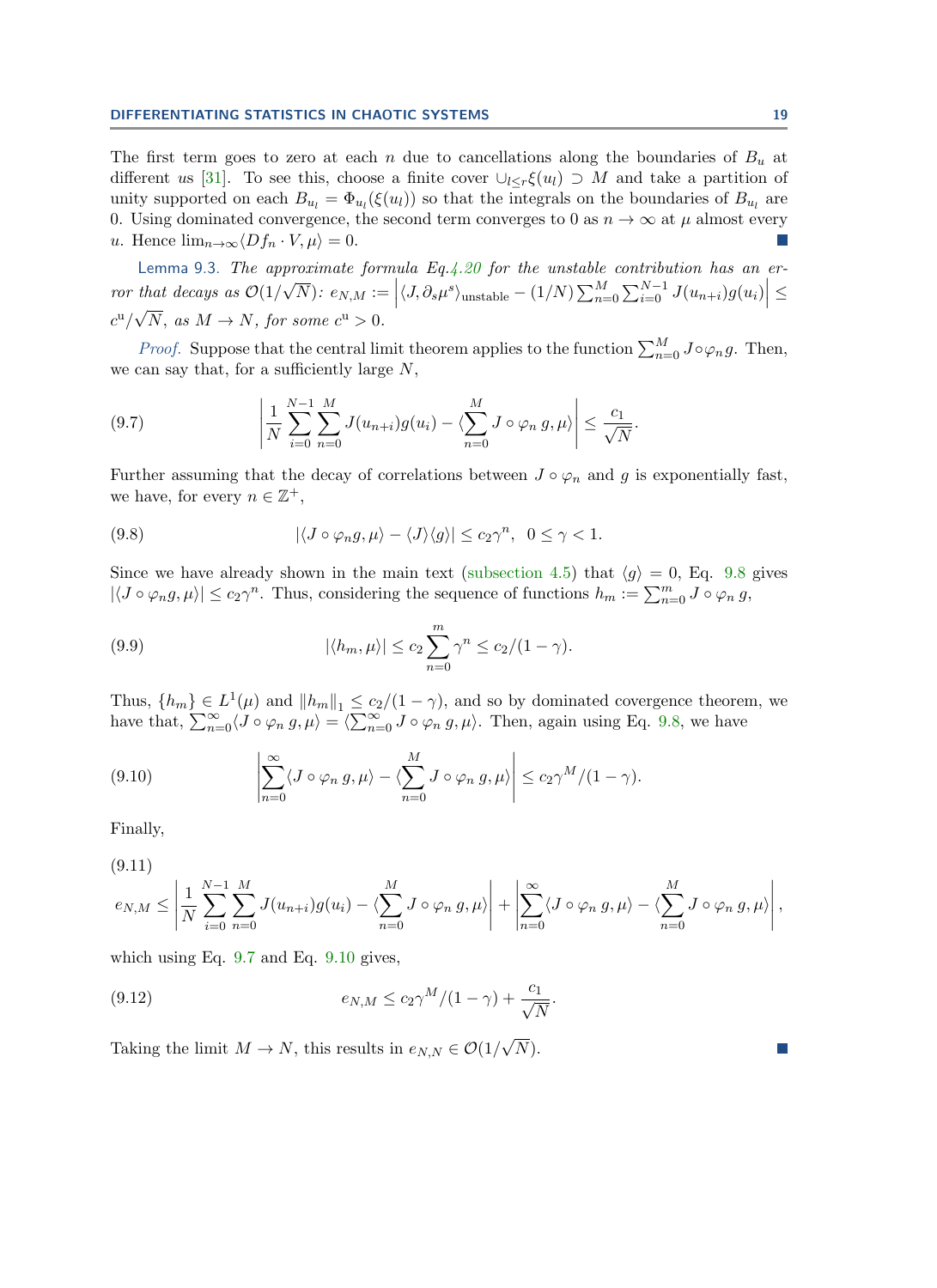The first term goes to zero at each $n$ due to cancellations along the boundaries of $B_u$ at different $u$s [31]. To see this, choose a finite cover $\cup_{l\leq r}\xi(u_l) \supset M$ and take a partition of unity supported on each $B_{u_l} = \Phi_{u_l}(\xi(u_l))$ so that the integrals on the boundaries of $B_{u_l}$ are 0. Using dominated convergence, the second term converges to 0 as $n \to \infty$ at $\mu$ almost every $u$. Hence $\lim_{n\to\infty} \langle Df_n \cdot V, \mu \rangle = 0$. ∎

Lemma 9.3. *The approximate formula Eq.4.20 for the unstable contribution has an error that decays as $\mathcal{O}(1/\sqrt{N})$: $e_{N,M} := \left| \langle J, \partial_s \mu^s \rangle_{\text{unstable}} - (1/N) \sum_{n=0}^{M} \sum_{i=0}^{N-1} J(u_{n+i}) g(u_i) \right| \leq c^{\text{u}}/\sqrt{N}$, as $M \to N$, for some $c^{\text{u}} > 0$.*

*Proof.* Suppose that the central limit theorem applies to the function $\sum_{n=0}^{M} J \circ \varphi_n g$. Then, we can say that, for a sufficiently large $N$,

$$\left| \frac{1}{N} \sum_{i=0}^{N-1} \sum_{n=0}^{M} J(u_{n+i}) g(u_i) - \langle \sum_{n=0}^{M} J \circ \varphi_n \, g, \mu \rangle \right| \leq \frac{c_1}{\sqrt{N}}. \tag{9.7}$$

Further assuming that the decay of correlations between $J \circ \varphi_n$ and $g$ is exponentially fast, we have, for every $n \in \mathbb{Z}^+$,

$$|\langle J \circ \varphi_n g, \mu \rangle - \langle J \rangle \langle g \rangle| \leq c_2 \gamma^n, \quad 0 \leq \gamma < 1. \tag{9.8}$$

Since we have already shown in the main text (subsection 4.5) that $\langle g \rangle = 0$, Eq. 9.8 gives $|\langle J \circ \varphi_n g, \mu \rangle| \leq c_2 \gamma^n$. Thus, considering the sequence of functions $h_m := \sum_{n=0}^{m} J \circ \varphi_n \, g$,

$$|\langle h_m, \mu \rangle| \leq c_2 \sum_{n=0}^{m} \gamma^n \leq c_2/(1-\gamma). \tag{9.9}$$

Thus, $\{h_m\} \in L^1(\mu)$ and $\|h_m\|_1 \leq c_2/(1-\gamma)$, and so by dominated covergence theorem, we have that, $\sum_{n=0}^{\infty} \langle J \circ \varphi_n \, g, \mu \rangle = \langle \sum_{n=0}^{\infty} J \circ \varphi_n \, g, \mu \rangle$. Then, again using Eq. 9.8, we have

$$\left| \sum_{n=0}^{\infty} \langle J \circ \varphi_n \, g, \mu \rangle - \langle \sum_{n=0}^{M} J \circ \varphi_n \, g, \mu \rangle \right| \leq c_2 \gamma^M/(1-\gamma). \tag{9.10}$$

Finally,

$$e_{N,M} \leq \left| \frac{1}{N} \sum_{i=0}^{N-1} \sum_{n=0}^{M} J(u_{n+i}) g(u_i) - \langle \sum_{n=0}^{M} J \circ \varphi_n \, g, \mu \rangle \right| + \left| \sum_{n=0}^{\infty} \langle J \circ \varphi_n \, g, \mu \rangle - \langle \sum_{n=0}^{M} J \circ \varphi_n \, g, \mu \rangle \right|, \tag{9.11}$$

which using Eq. 9.7 and Eq. 9.10 gives,

$$e_{N,M} \leq c_2 \gamma^M/(1-\gamma) + \frac{c_1}{\sqrt{N}}. \tag{9.12}$$

Taking the limit $M \to N$, this results in $e_{N,N} \in \mathcal{O}(1/\sqrt{N})$. ∎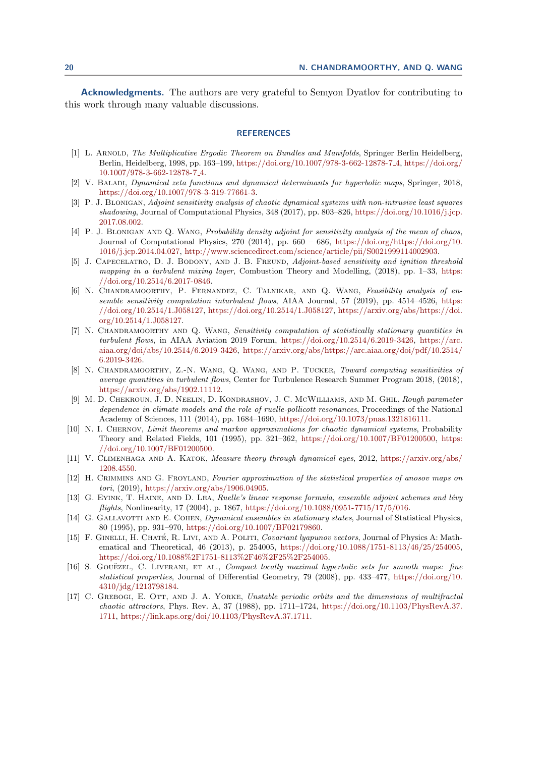**Acknowledgments.** The authors are very grateful to Semyon Dyatlov for contributing to this work through many valuable discussions.

## REFERENCES

[1] L. Arnold, *The Multiplicative Ergodic Theorem on Bundles and Manifolds*, Springer Berlin Heidelberg, Berlin, Heidelberg, 1998, pp. 163–199, https://doi.org/10.1007/978-3-662-12878-7_4, https://doi.org/10.1007/978-3-662-12878-7_4.

[2] V. Baladi, *Dynamical zeta functions and dynamical determinants for hyperbolic maps*, Springer, 2018, https://doi.org/10.1007/978-3-319-77661-3.

[3] P. J. Blonigan, *Adjoint sensitivity analysis of chaotic dynamical systems with non-intrusive least squares shadowing*, Journal of Computational Physics, 348 (2017), pp. 803–826, https://doi.org/10.1016/j.jcp.2017.08.002.

[4] P. J. Blonigan and Q. Wang, *Probability density adjoint for sensitivity analysis of the mean of chaos*, Journal of Computational Physics, 270 (2014), pp. 660 – 686, https://doi.org/https://doi.org/10.1016/j.jcp.2014.04.027, http://www.sciencedirect.com/science/article/pii/S0021999114002903.

[5] J. Capecelatro, D. J. Bodony, and J. B. Freund, *Adjoint-based sensitivity and ignition threshold mapping in a turbulent mixing layer*, Combustion Theory and Modelling, (2018), pp. 1–33, https://doi.org/10.2514/6.2017-0846.

[6] N. Chandramoorthy, P. Fernandez, C. Talnikar, and Q. Wang, *Feasibility analysis of ensemble sensitivity computation inturbulent flows*, AIAA Journal, 57 (2019), pp. 4514–4526, https://doi.org/10.2514/1.J058127, https://doi.org/10.2514/1.J058127, https://arxiv.org/abs/https://doi.org/10.2514/1.J058127.

[7] N. Chandramoorthy and Q. Wang, *Sensitivity computation of statistically stationary quantities in turbulent flows*, in AIAA Aviation 2019 Forum, https://doi.org/10.2514/6.2019-3426, https://arc.aiaa.org/doi/abs/10.2514/6.2019-3426, https://arxiv.org/abs/https://arc.aiaa.org/doi/pdf/10.2514/6.2019-3426.

[8] N. Chandramoorthy, Z.-N. Wang, Q. Wang, and P. Tucker, *Toward computing sensitivities of average quantities in turbulent flows*, Center for Turbulence Research Summer Program 2018, (2018), https://arxiv.org/abs/1902.11112.

[9] M. D. Chekroun, J. D. Neelin, D. Kondrashov, J. C. McWilliams, and M. Ghil, *Rough parameter dependence in climate models and the role of ruelle-pollicott resonances*, Proceedings of the National Academy of Sciences, 111 (2014), pp. 1684–1690, https://doi.org/10.1073/pnas.1321816111.

[10] N. I. Chernov, *Limit theorems and markov approximations for chaotic dynamical systems*, Probability Theory and Related Fields, 101 (1995), pp. 321–362, https://doi.org/10.1007/BF01200500, https://doi.org/10.1007/BF01200500.

[11] V. Climenhaga and A. Katok, *Measure theory through dynamical eyes*, 2012, https://arxiv.org/abs/1208.4550.

[12] H. Crimmins and G. Froyland, *Fourier approximation of the statistical properties of anosov maps on tori*, (2019), https://arxiv.org/abs/1906.04905.

[13] G. Eyink, T. Haine, and D. Lea, *Ruelle's linear response formula, ensemble adjoint schemes and lévy flights*, Nonlinearity, 17 (2004), p. 1867, https://doi.org/10.1088/0951-7715/17/5/016.

[14] G. Gallavotti and E. Cohen, *Dynamical ensembles in stationary states*, Journal of Statistical Physics, 80 (1995), pp. 931–970, https://doi.org/10.1007/BF02179860.

[15] F. Ginelli, H. Chaté, R. Livi, and A. Politi, *Covariant lyapunov vectors*, Journal of Physics A: Mathematical and Theoretical, 46 (2013), p. 254005, https://doi.org/10.1088/1751-8113/46/25/254005, https://doi.org/10.1088%2F1751-8113%2F46%2F25%2F254005.

[16] S. Gouëzel, C. Liverani, et al., *Compact locally maximal hyperbolic sets for smooth maps: fine statistical properties*, Journal of Differential Geometry, 79 (2008), pp. 433–477, https://doi.org/10.4310/jdg/1213798184.

[17] C. Grebogi, E. Ott, and J. A. Yorke, *Unstable periodic orbits and the dimensions of multifractal chaotic attractors*, Phys. Rev. A, 37 (1988), pp. 1711–1724, https://doi.org/10.1103/PhysRevA.37.1711, https://link.aps.org/doi/10.1103/PhysRevA.37.1711.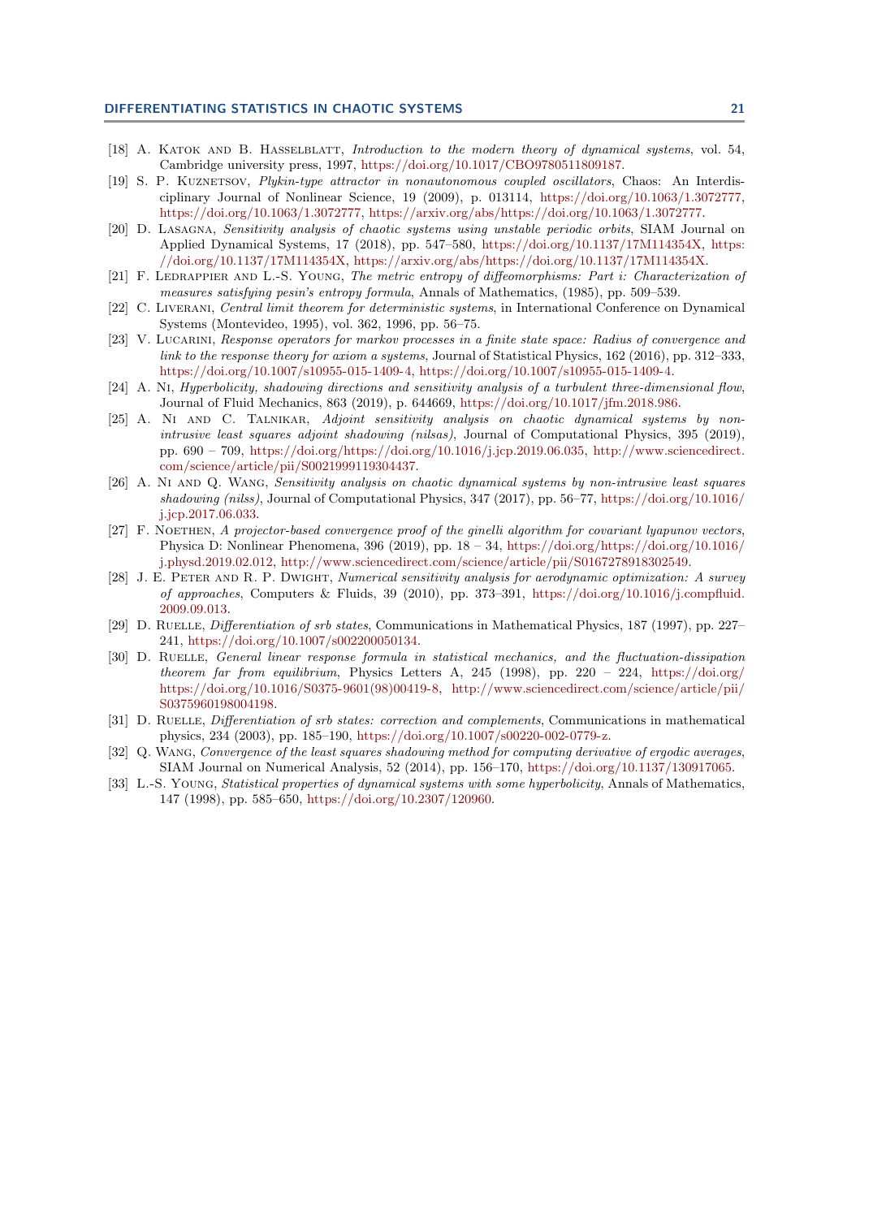[18] A. Katok and B. Hasselblatt, *Introduction to the modern theory of dynamical systems*, vol. 54, Cambridge university press, 1997, https://doi.org/10.1017/CBO9780511809187.

[19] S. P. Kuznetsov, *Plykin-type attractor in nonautonomous coupled oscillators*, Chaos: An Interdisciplinary Journal of Nonlinear Science, 19 (2009), p. 013114, https://doi.org/10.1063/1.3072777, https://doi.org/10.1063/1.3072777, https://arxiv.org/abs/https://doi.org/10.1063/1.3072777.

[20] D. Lasagna, *Sensitivity analysis of chaotic systems using unstable periodic orbits*, SIAM Journal on Applied Dynamical Systems, 17 (2018), pp. 547–580, https://doi.org/10.1137/17M114354X, https://doi.org/10.1137/17M114354X, https://arxiv.org/abs/https://doi.org/10.1137/17M114354X.

[21] F. Ledrappier and L.-S. Young, *The metric entropy of diffeomorphisms: Part i: Characterization of measures satisfying pesin's entropy formula*, Annals of Mathematics, (1985), pp. 509–539.

[22] C. Liverani, *Central limit theorem for deterministic systems*, in International Conference on Dynamical Systems (Montevideo, 1995), vol. 362, 1996, pp. 56–75.

[23] V. Lucarini, *Response operators for markov processes in a finite state space: Radius of convergence and link to the response theory for axiom a systems*, Journal of Statistical Physics, 162 (2016), pp. 312–333, https://doi.org/10.1007/s10955-015-1409-4, https://doi.org/10.1007/s10955-015-1409-4.

[24] A. Ni, *Hyperbolicity, shadowing directions and sensitivity analysis of a turbulent three-dimensional flow*, Journal of Fluid Mechanics, 863 (2019), p. 644669, https://doi.org/10.1017/jfm.2018.986.

[25] A. Ni and C. Talnikar, *Adjoint sensitivity analysis on chaotic dynamical systems by non-intrusive least squares adjoint shadowing (nilsas)*, Journal of Computational Physics, 395 (2019), pp. 690 – 709, https://doi.org/https://doi.org/10.1016/j.jcp.2019.06.035, http://www.sciencedirect.com/science/article/pii/S0021999119304437.

[26] A. Ni and Q. Wang, *Sensitivity analysis on chaotic dynamical systems by non-intrusive least squares shadowing (nilss)*, Journal of Computational Physics, 347 (2017), pp. 56–77, https://doi.org/10.1016/j.jcp.2017.06.033.

[27] F. Noethen, *A projector-based convergence proof of the ginelli algorithm for covariant lyapunov vectors*, Physica D: Nonlinear Phenomena, 396 (2019), pp. 18 – 34, https://doi.org/https://doi.org/10.1016/j.physd.2019.02.012, http://www.sciencedirect.com/science/article/pii/S0167278918302549.

[28] J. E. Peter and R. P. Dwight, *Numerical sensitivity analysis for aerodynamic optimization: A survey of approaches*, Computers & Fluids, 39 (2010), pp. 373–391, https://doi.org/10.1016/j.compfluid.2009.09.013.

[29] D. Ruelle, *Differentiation of srb states*, Communications in Mathematical Physics, 187 (1997), pp. 227–241, https://doi.org/10.1007/s002200050134.

[30] D. Ruelle, *General linear response formula in statistical mechanics, and the fluctuation-dissipation theorem far from equilibrium*, Physics Letters A, 245 (1998), pp. 220 – 224, https://doi.org/https://doi.org/10.1016/S0375-9601(98)00419-8, http://www.sciencedirect.com/science/article/pii/S0375960198004198.

[31] D. Ruelle, *Differentiation of srb states: correction and complements*, Communications in mathematical physics, 234 (2003), pp. 185–190, https://doi.org/10.1007/s00220-002-0779-z.

[32] Q. Wang, *Convergence of the least squares shadowing method for computing derivative of ergodic averages*, SIAM Journal on Numerical Analysis, 52 (2014), pp. 156–170, https://doi.org/10.1137/130917065.

[33] L.-S. Young, *Statistical properties of dynamical systems with some hyperbolicity*, Annals of Mathematics, 147 (1998), pp. 585–650, https://doi.org/10.2307/120960.